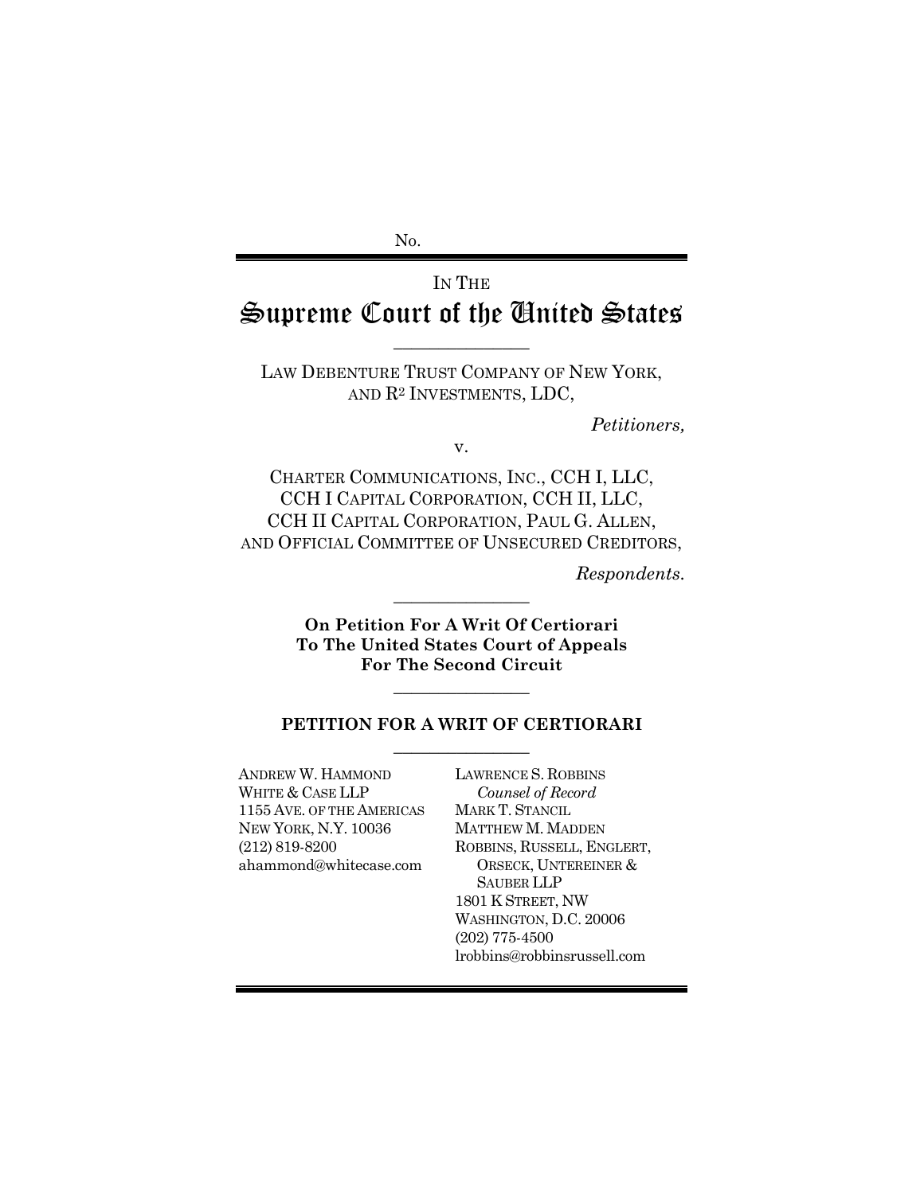No.

IN THE

# Supreme Court of the United States

---

LAW DEBENTURE TRUST COMPANY OF NEW YORK, AND R[2] INVESTMENTS, LDC,

*Petitioners,*

v.

CHARTER COMMUNICATIONS, INC., CCH I, LLC, CCH I CAPITAL CORPORATION, CCH II, LLC, CCH II CAPITAL CORPORATION, PAUL G. ALLEN, AND OFFICIAL COMMITTEE OF UNSECURED CREDITORS,

*Respondents.*

---

**On Petition For A Writ Of Certiorari To The United States Court of Appeals For The Second Circuit**

---

**PETITION FOR A WRIT OF CERTIORARI**

---

ANDREW W. HAMMOND
WHITE & CASE LLP
1155 AVE. OF THE AMERICAS
NEW YORK, N.Y. 10036
(212) 819-8200
ahammond@whitecase.com

LAWRENCE S. ROBBINS
*Counsel of Record*
MARK T. STANCIL
MATTHEW M. MADDEN
ROBBINS, RUSSELL, ENGLERT, ORSECK, UNTEREINER & SAUBER LLP
1801 K STREET, NW
WASHINGTON, D.C. 20006
(202) 775-4500
lrobbins@robbinsrussell.com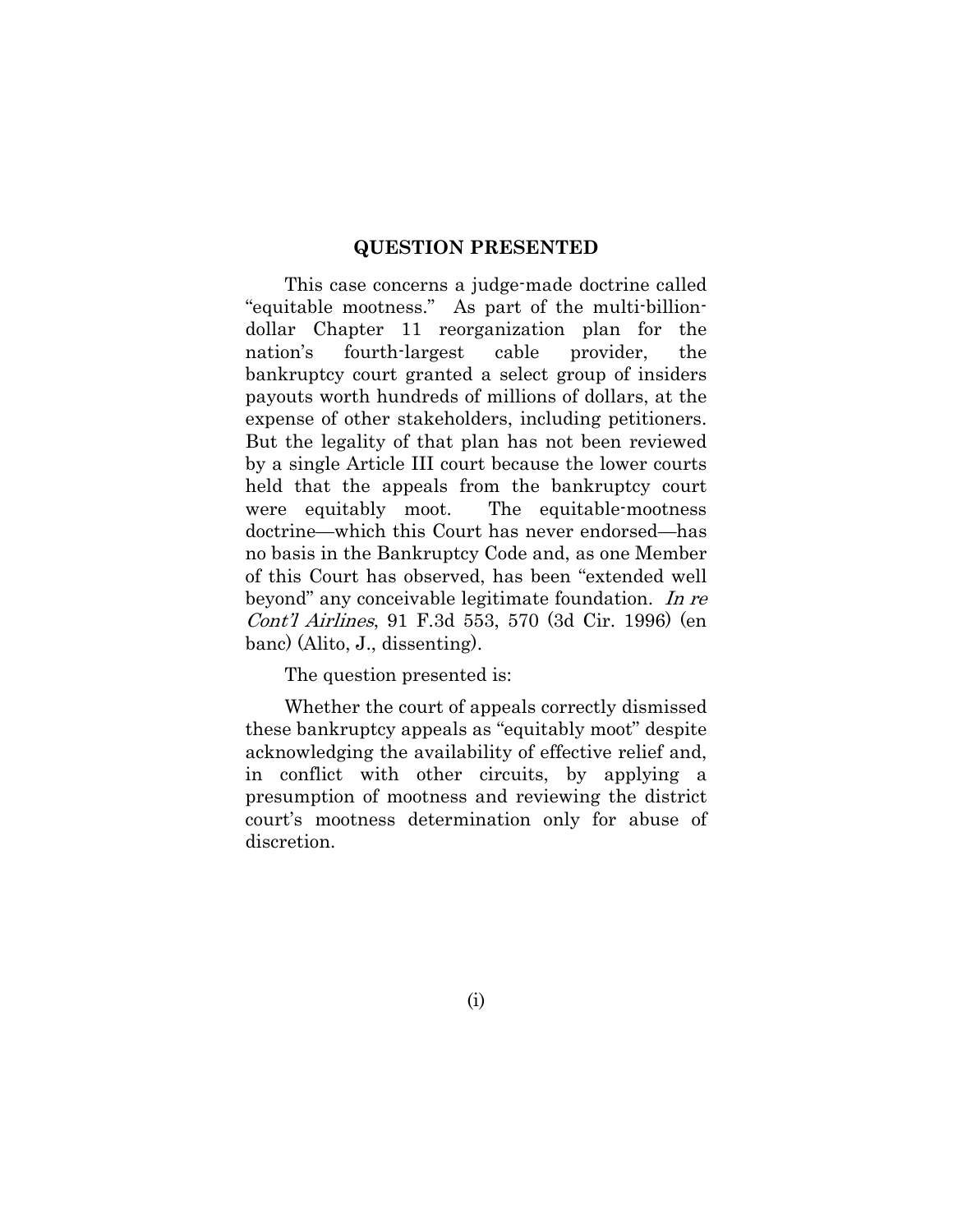## QUESTION PRESENTED

This case concerns a judge-made doctrine called "equitable mootness." As part of the multi-billion-dollar Chapter 11 reorganization plan for the nation's fourth-largest cable provider, the bankruptcy court granted a select group of insiders payouts worth hundreds of millions of dollars, at the expense of other stakeholders, including petitioners. But the legality of that plan has not been reviewed by a single Article III court because the lower courts held that the appeals from the bankruptcy court were equitably moot. The equitable-mootness doctrine—which this Court has never endorsed—has no basis in the Bankruptcy Code and, as one Member of this Court has observed, has been "extended well beyond" any conceivable legitimate foundation. *In re Cont'l Airlines*, 91 F.3d 553, 570 (3d Cir. 1996) (en banc) (Alito, J., dissenting).

The question presented is:

Whether the court of appeals correctly dismissed these bankruptcy appeals as "equitably moot" despite acknowledging the availability of effective relief and, in conflict with other circuits, by applying a presumption of mootness and reviewing the district court's mootness determination only for abuse of discretion.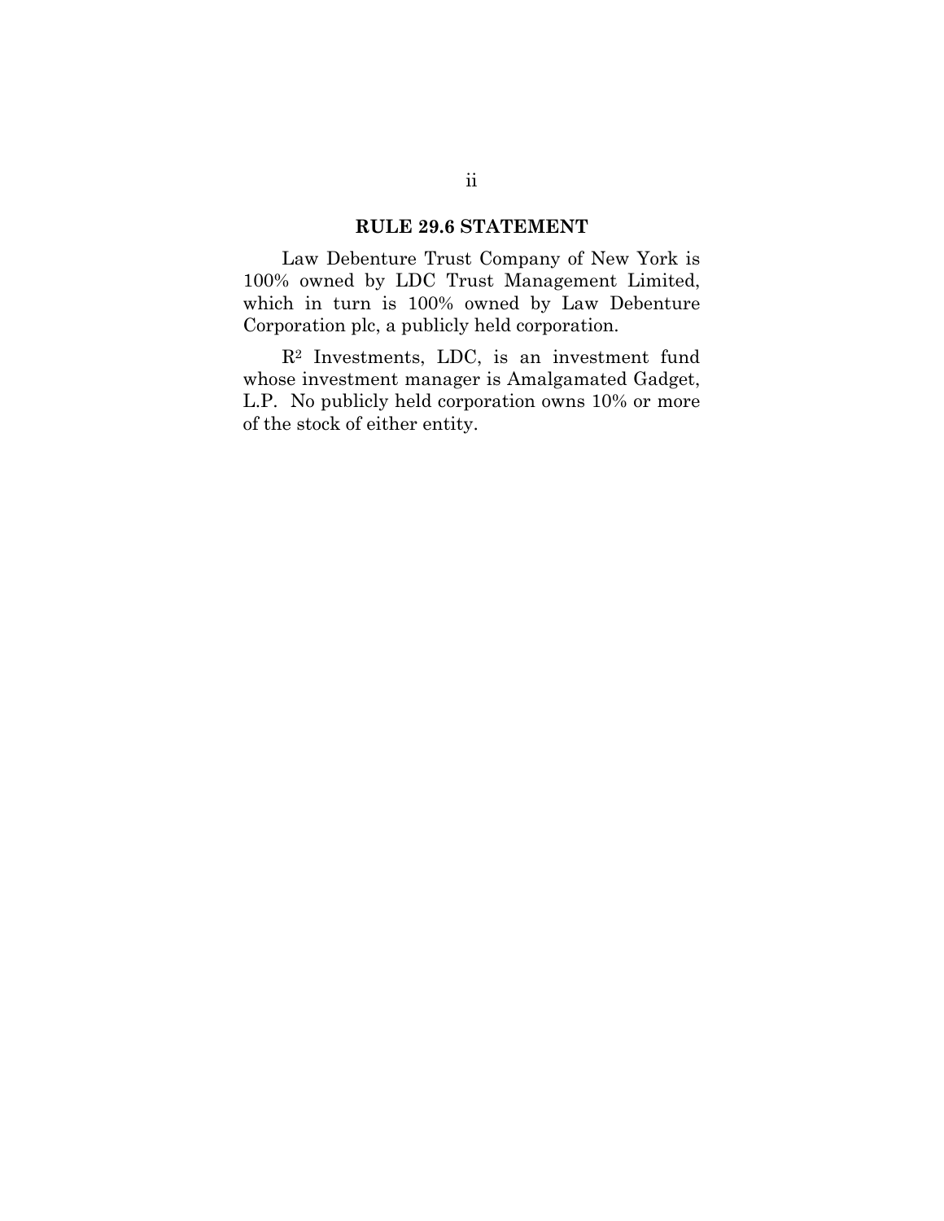## RULE 29.6 STATEMENT

Law Debenture Trust Company of New York is 100% owned by LDC Trust Management Limited, which in turn is 100% owned by Law Debenture Corporation plc, a publicly held corporation.

$R^2$ Investments, LDC, is an investment fund whose investment manager is Amalgamated Gadget, L.P. No publicly held corporation owns 10% or more of the stock of either entity.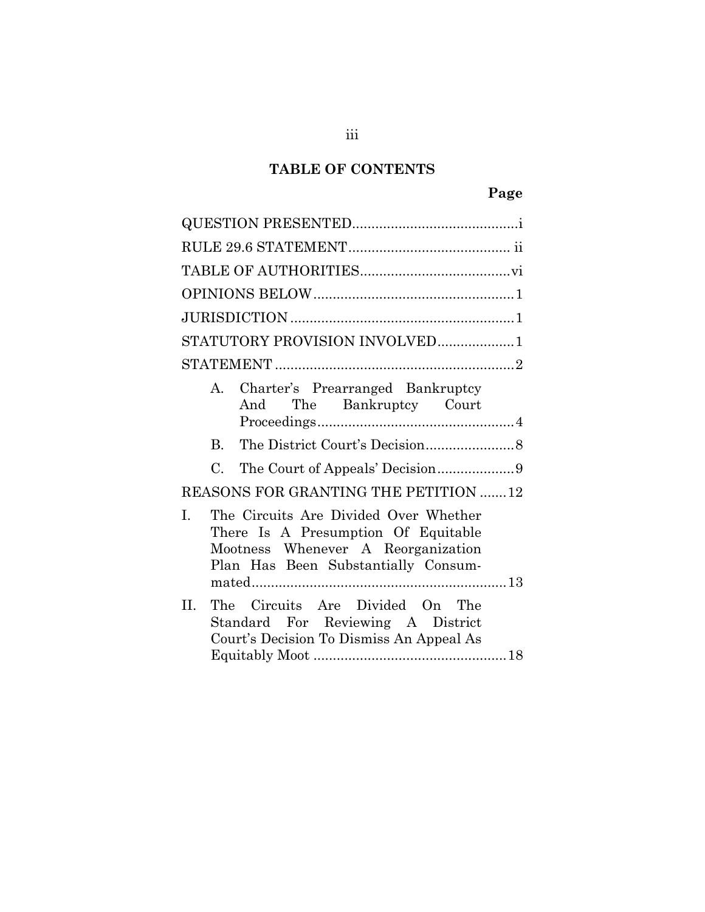## TABLE OF CONTENTS

| | Page |
|---|---|
| QUESTION PRESENTED | i |
| RULE 29.6 STATEMENT | ii |
| TABLE OF AUTHORITIES | vi |
| OPINIONS BELOW | 1 |
| JURISDICTION | 1 |
| STATUTORY PROVISION INVOLVED | 1 |
| STATEMENT | 2 |
| A. Charter's Prearranged Bankruptcy And The Bankruptcy Court Proceedings | 4 |
| B. The District Court's Decision | 8 |
| C. The Court of Appeals' Decision | 9 |
| REASONS FOR GRANTING THE PETITION | 12 |
| I. The Circuits Are Divided Over Whether There Is A Presumption Of Equitable Mootness Whenever A Reorganization Plan Has Been Substantially Consummated | 13 |
| II. The Circuits Are Divided On The Standard For Reviewing A District Court's Decision To Dismiss An Appeal As Equitably Moot | 18 |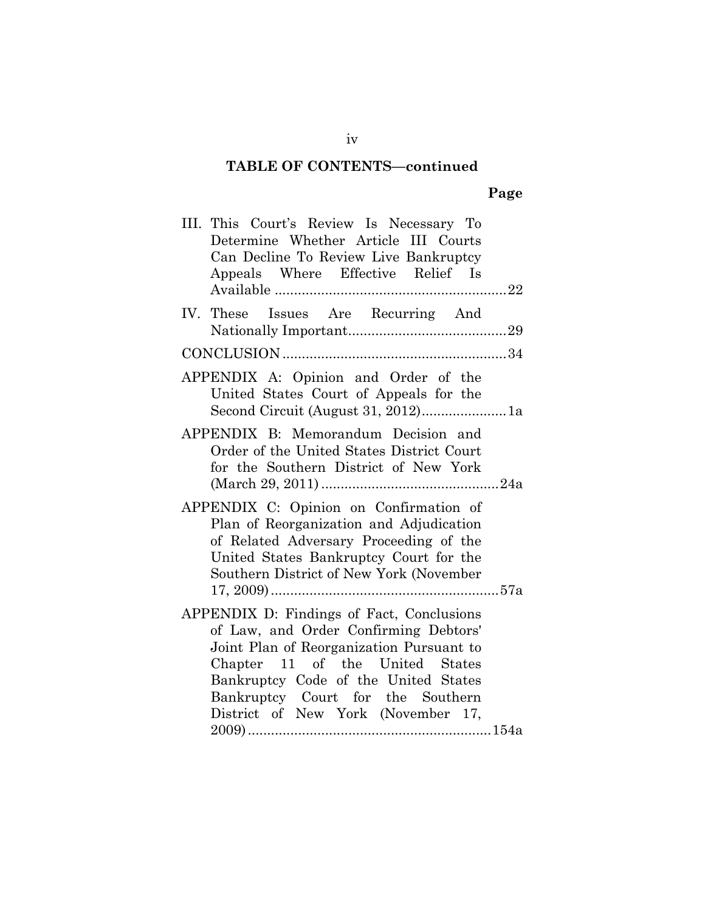## TABLE OF CONTENTS—continued

| | Page |
|---|---|
| III. This Court's Review Is Necessary To Determine Whether Article III Courts Can Decline To Review Live Bankruptcy Appeals Where Effective Relief Is Available | 22 |
| IV. These Issues Are Recurring And Nationally Important | 29 |
| CONCLUSION | 34 |
| APPENDIX A: Opinion and Order of the United States Court of Appeals for the Second Circuit (August 31, 2012) | 1a |
| APPENDIX B: Memorandum Decision and Order of the United States District Court for the Southern District of New York (March 29, 2011) | 24a |
| APPENDIX C: Opinion on Confirmation of Plan of Reorganization and Adjudication of Related Adversary Proceeding of the United States Bankruptcy Court for the Southern District of New York (November 17, 2009) | 57a |
| APPENDIX D: Findings of Fact, Conclusions of Law, and Order Confirming Debtors' Joint Plan of Reorganization Pursuant to Chapter 11 of the United States Bankruptcy Code of the United States Bankruptcy Court for the Southern District of New York (November 17, 2009) | 154a |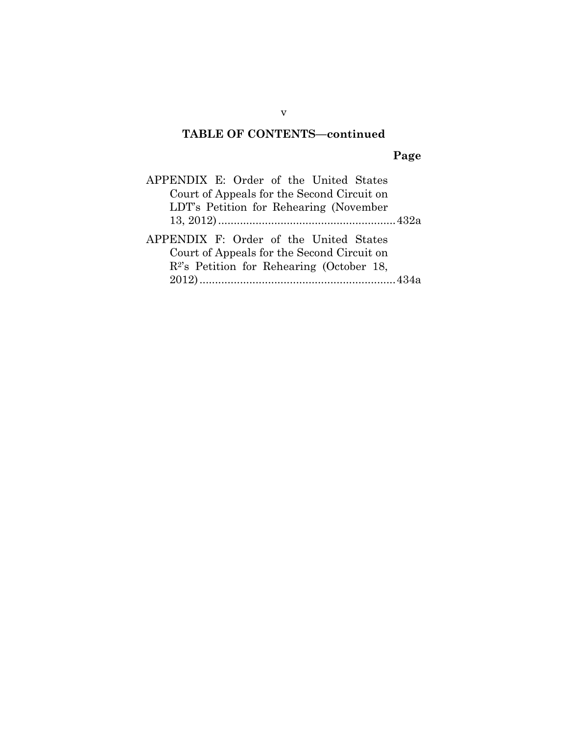**TABLE OF CONTENTS—continued**

| | Page |
|---|---|
| APPENDIX E: Order of the United States Court of Appeals for the Second Circuit on LDT's Petition for Rehearing (November 13, 2012) | 432a |
| APPENDIX F: Order of the United States Court of Appeals for the Second Circuit on $R^2$'s Petition for Rehearing (October 18, 2012) | 434a |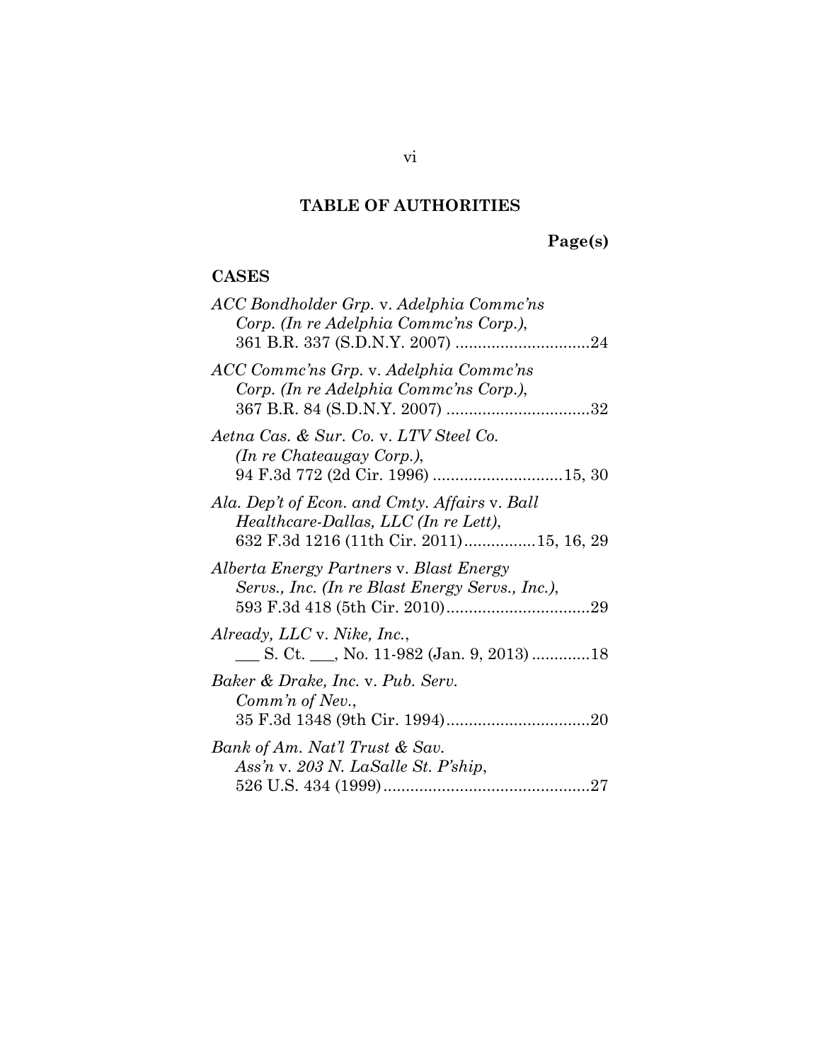## TABLE OF AUTHORITIES

**Page(s)**

### CASES

*ACC Bondholder Grp.* v. *Adelphia Commc'ns Corp. (In re Adelphia Commc'ns Corp.)*, 361 B.R. 337 (S.D.N.Y. 2007) ..............................24

*ACC Commc'ns Grp.* v. *Adelphia Commc'ns Corp. (In re Adelphia Commc'ns Corp.)*, 367 B.R. 84 (S.D.N.Y. 2007) ................................32

*Aetna Cas. & Sur. Co.* v. *LTV Steel Co. (In re Chateaugay Corp.)*, 94 F.3d 772 (2d Cir. 1996) .............................15, 30

*Ala. Dep't of Econ. and Cmty. Affairs* v. *Ball Healthcare-Dallas, LLC (In re Lett)*, 632 F.3d 1216 (11th Cir. 2011)................15, 16, 29

*Alberta Energy Partners* v. *Blast Energy Servs., Inc. (In re Blast Energy Servs., Inc.)*, 593 F.3d 418 (5th Cir. 2010)................................29

*Already, LLC* v. *Nike, Inc.*, ___ S. Ct. ___, No. 11-982 (Jan. 9, 2013) .............18

*Baker & Drake, Inc.* v. *Pub. Serv. Comm'n of Nev.*, 35 F.3d 1348 (9th Cir. 1994)................................20

*Bank of Am. Nat'l Trust & Sav. Ass'n* v. *203 N. LaSalle St. P'ship*, 526 U.S. 434 (1999)..............................................27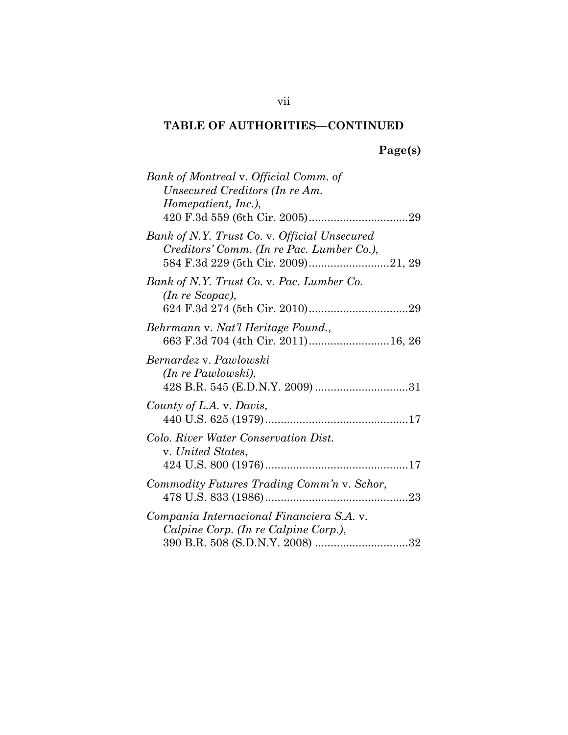**TABLE OF AUTHORITIES—CONTINUED**

**Page(s)**

*Bank of Montreal* v. *Official Comm. of Unsecured Creditors (In re Am. Homepatient, Inc.)*, 420 F.3d 559 (6th Cir. 2005)................................29

*Bank of N.Y. Trust Co.* v. *Official Unsecured Creditors' Comm. (In re Pac. Lumber Co.)*, 584 F.3d 229 (5th Cir. 2009)..........................21, 29

*Bank of N.Y. Trust Co.* v. *Pac. Lumber Co. (In re Scopac)*, 624 F.3d 274 (5th Cir. 2010)................................29

*Behrmann* v. *Nat'l Heritage Found.*, 663 F.3d 704 (4th Cir. 2011)..........................16, 26

*Bernardez* v. *Pawlowski (In re Pawlowski)*, 428 B.R. 545 (E.D.N.Y. 2009) ..............................31

*County of L.A.* v. *Davis*, 440 U.S. 625 (1979)..............................................17

*Colo. River Water Conservation Dist.* v. *United States*, 424 U.S. 800 (1976)..............................................17

*Commodity Futures Trading Comm'n* v. *Schor*, 478 U.S. 833 (1986)..............................................23

*Compania Internacional Financiera S.A.* v. *Calpine Corp. (In re Calpine Corp.)*, 390 B.R. 508 (S.D.N.Y. 2008) ..............................32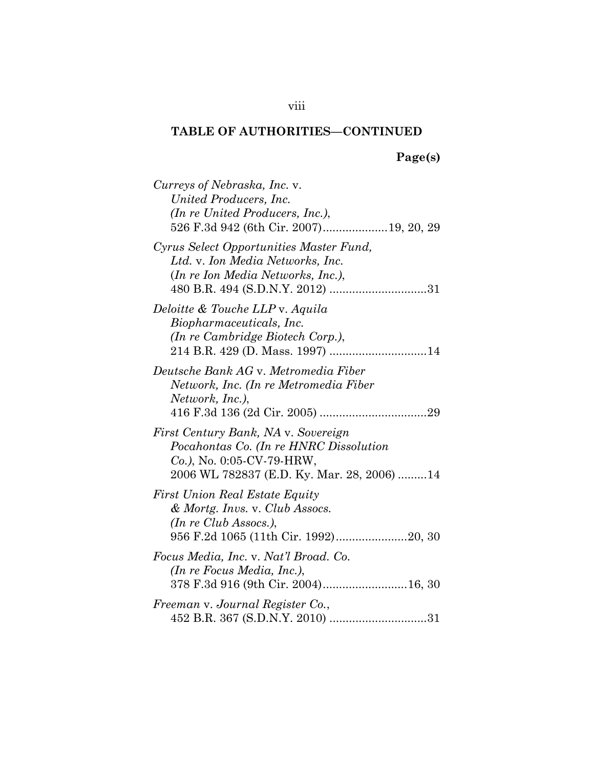**TABLE OF AUTHORITIES—CONTINUED**

**Page(s)**

*Curreys of Nebraska, Inc.* v. *United Producers, Inc. (In re United Producers, Inc.)*, 526 F.3d 942 (6th Cir. 2007) .................... 19, 20, 29

*Cyrus Select Opportunities Master Fund, Ltd.* v. *Ion Media Networks, Inc.* (*In re Ion Media Networks, Inc.*), 480 B.R. 494 (S.D.N.Y. 2012) .............................. 31

*Deloitte & Touche LLP* v. *Aquila Biopharmaceuticals, Inc. (In re Cambridge Biotech Corp.)*, 214 B.R. 429 (D. Mass. 1997) .............................. 14

*Deutsche Bank AG* v. *Metromedia Fiber Network, Inc. (In re Metromedia Fiber Network, Inc.)*, 416 F.3d 136 (2d Cir. 2005) ................................. 29

*First Century Bank, NA* v. *Sovereign Pocahontas Co. (In re HNRC Dissolution Co.)*, No. 0:05-CV-79-HRW, 2006 WL 782837 (E.D. Ky. Mar. 28, 2006) ......... 14

*First Union Real Estate Equity & Mortg. Invs.* v. *Club Assocs. (In re Club Assocs.)*, 956 F.2d 1065 (11th Cir. 1992) ...................... 20, 30

*Focus Media, Inc.* v. *Nat'l Broad. Co. (In re Focus Media, Inc.)*, 378 F.3d 916 (9th Cir. 2004) .......................... 16, 30

*Freeman* v. *Journal Register Co.*, 452 B.R. 367 (S.D.N.Y. 2010) .............................. 31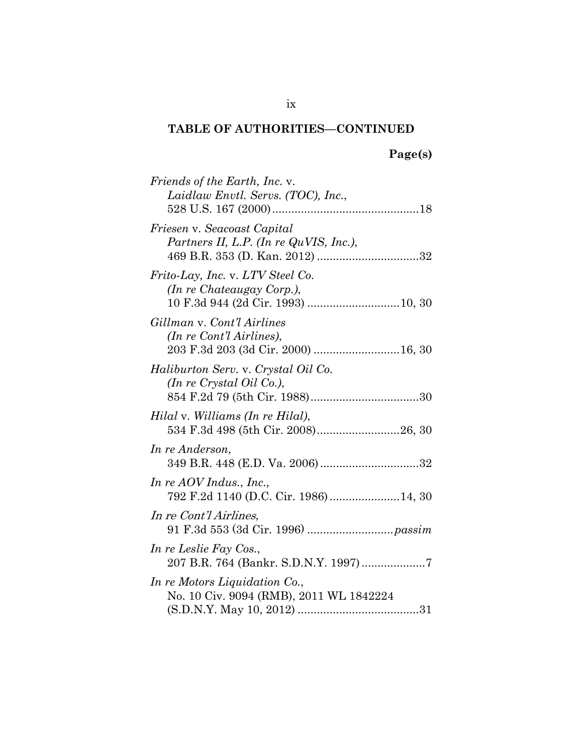**TABLE OF AUTHORITIES—CONTINUED**

**Page(s)**

*Friends of the Earth, Inc.* v. *Laidlaw Envtl. Servs. (TOC), Inc.*, 528 U.S. 167 (2000) .............................................18

*Friesen* v. *Seacoast Capital Partners II, L.P. (In re QuVIS, Inc.)*, 469 B.R. 353 (D. Kan. 2012) ...............................32

*Frito-Lay, Inc.* v. *LTV Steel Co. (In re Chateaugay Corp.)*, 10 F.3d 944 (2d Cir. 1993) ............................10, 30

*Gillman* v. *Cont'l Airlines (In re Cont'l Airlines)*, 203 F.3d 203 (3d Cir. 2000) ..........................16, 30

*Haliburton Serv.* v. *Crystal Oil Co. (In re Crystal Oil Co.)*, 854 F.2d 79 (5th Cir. 1988)..................................30

*Hilal* v. *Williams (In re Hilal)*, 534 F.3d 498 (5th Cir. 2008)..........................26, 30

*In re Anderson*, 349 B.R. 448 (E.D. Va. 2006)...............................32

*In re AOV Indus., Inc.*, 792 F.2d 1140 (D.C. Cir. 1986)......................14, 30

*In re Cont'l Airlines*, 91 F.3d 553 (3d Cir. 1996) ..........................*passim*

*In re Leslie Fay Cos.*, 207 B.R. 764 (Bankr. S.D.N.Y. 1997)....................7

*In re Motors Liquidation Co.*, No. 10 Civ. 9094 (RMB), 2011 WL 1842224 (S.D.N.Y. May 10, 2012) ......................................31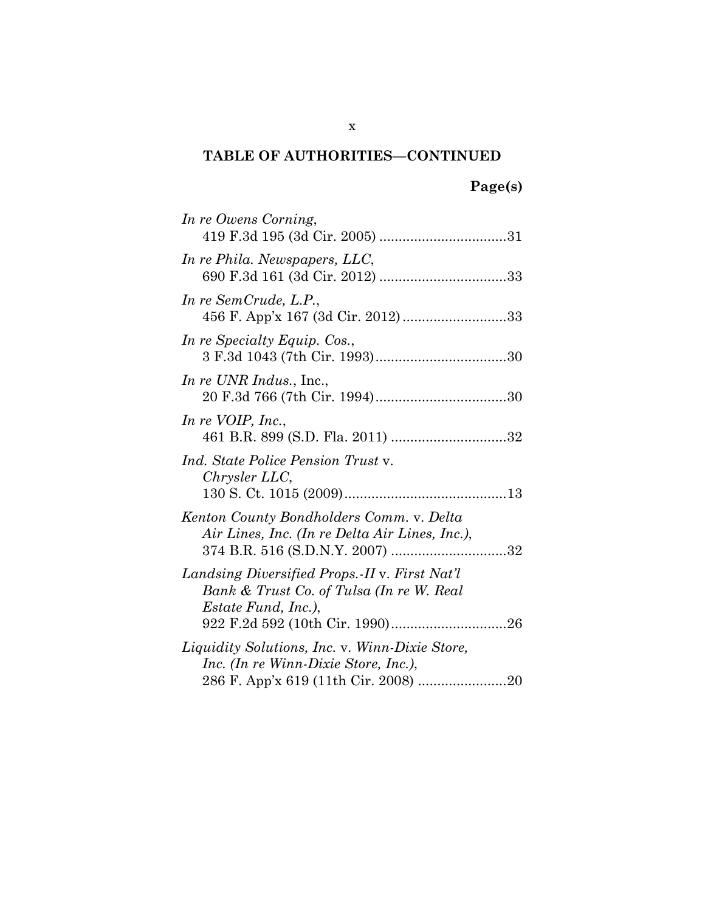## TABLE OF AUTHORITIES—CONTINUED

**Page(s)**

*In re Owens Corning*, 419 F.3d 195 (3d Cir. 2005) ................................31

*In re Phila. Newspapers, LLC*, 690 F.3d 161 (3d Cir. 2012) ................................33

*In re SemCrude, L.P.*, 456 F. App'x 167 (3d Cir. 2012)..........................33

*In re Specialty Equip. Cos.*, 3 F.3d 1043 (7th Cir. 1993).................................30

*In re UNR Indus.*, Inc., 20 F.3d 766 (7th Cir. 1994).................................30

*In re VOIP, Inc.*, 461 B.R. 899 (S.D. Fla. 2011) .............................32

*Ind. State Police Pension Trust* v. *Chrysler LLC*, 130 S. Ct. 1015 (2009).........................................13

*Kenton County Bondholders Comm.* v. *Delta Air Lines, Inc. (In re Delta Air Lines, Inc.)*, 374 B.R. 516 (S.D.N.Y. 2007) .............................32

*Landsing Diversified Props.-II* v. *First Nat'l Bank & Trust Co. of Tulsa (In re W. Real Estate Fund, Inc.)*, 922 F.2d 592 (10th Cir. 1990).............................26

*Liquidity Solutions, Inc.* v. *Winn-Dixie Store, Inc. (In re Winn-Dixie Store, Inc.)*, 286 F. App'x 619 (11th Cir. 2008) ......................20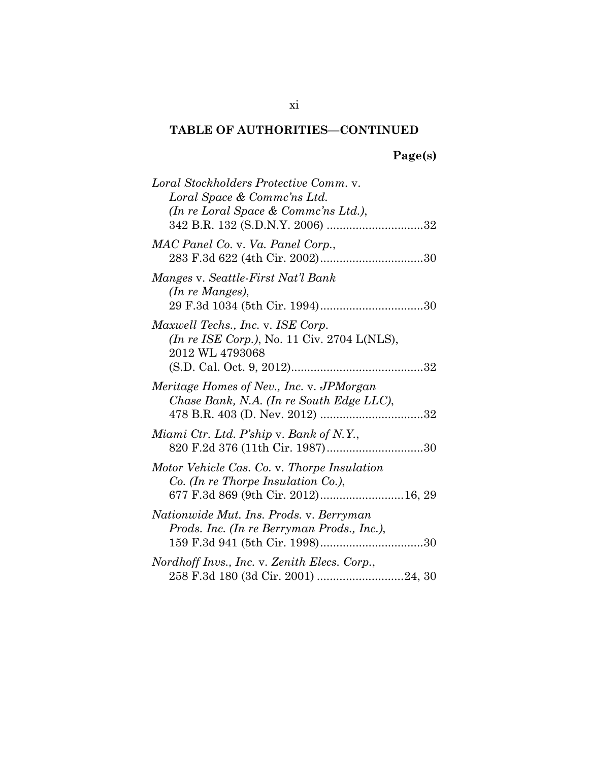**TABLE OF AUTHORITIES—CONTINUED**

**Page(s)**

*Loral Stockholders Protective Comm.* v. *Loral Space & Commc'ns Ltd. (In re Loral Space & Commc'ns Ltd.)*, 342 B.R. 132 (S.D.N.Y. 2006) ..............................32

*MAC Panel Co.* v. *Va. Panel Corp.*, 283 F.3d 622 (4th Cir. 2002)................................30

*Manges* v. *Seattle-First Nat'l Bank (In re Manges)*, 29 F.3d 1034 (5th Cir. 1994)................................30

*Maxwell Techs., Inc.* v. *ISE Corp. (In re ISE Corp.)*, No. 11 Civ. 2704 L(NLS), 2012 WL 4793068 (S.D. Cal. Oct. 9, 2012).........................................32

*Meritage Homes of Nev., Inc.* v. *JPMorgan Chase Bank, N.A. (In re South Edge LLC)*, 478 B.R. 403 (D. Nev. 2012) ................................32

*Miami Ctr. Ltd. P'ship* v. *Bank of N.Y.*, 820 F.2d 376 (11th Cir. 1987)..............................30

*Motor Vehicle Cas. Co.* v. *Thorpe Insulation Co. (In re Thorpe Insulation Co.)*, 677 F.3d 869 (9th Cir. 2012)..........................16, 29

*Nationwide Mut. Ins. Prods.* v. *Berryman Prods. Inc. (In re Berryman Prods., Inc.)*, 159 F.3d 941 (5th Cir. 1998)................................30

*Nordhoff Invs., Inc.* v. *Zenith Elecs. Corp.*, 258 F.3d 180 (3d Cir. 2001) ...........................24, 30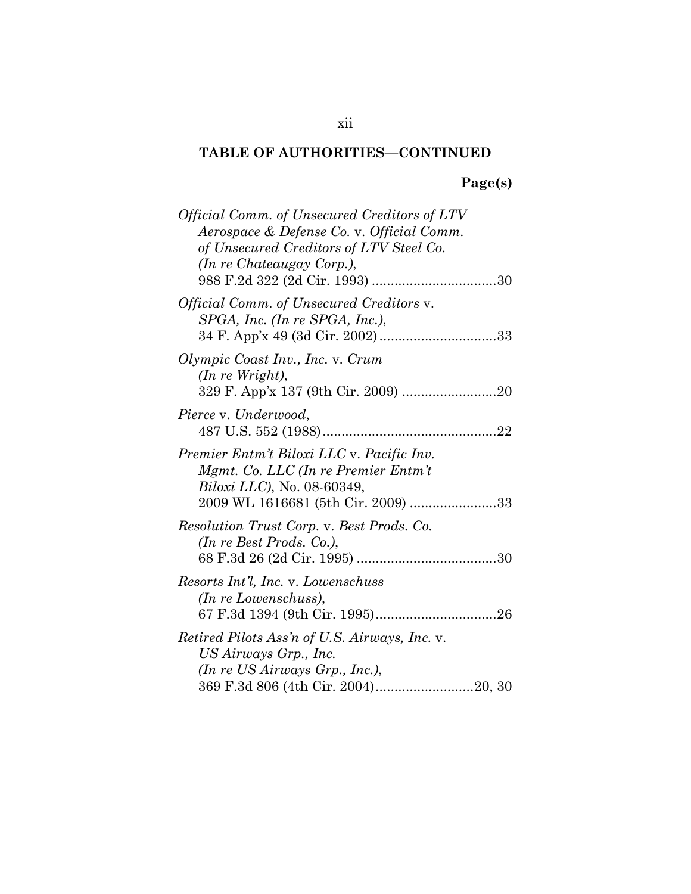**TABLE OF AUTHORITIES—CONTINUED**

**Page(s)**

*Official Comm. of Unsecured Creditors of LTV Aerospace & Defense Co.* v. *Official Comm. of Unsecured Creditors of LTV Steel Co. (In re Chateaugay Corp.)*, 988 F.2d 322 (2d Cir. 1993) .................................30

*Official Comm. of Unsecured Creditors* v. *SPGA, Inc. (In re SPGA, Inc.)*, 34 F. App'x 49 (3d Cir. 2002) ...............................33

*Olympic Coast Inv., Inc.* v. *Crum (In re Wright)*, 329 F. App'x 137 (9th Cir. 2009) .........................20

*Pierce* v. *Underwood*, 487 U.S. 552 (1988) ..............................................22

*Premier Entm't Biloxi LLC* v. *Pacific Inv. Mgmt. Co. LLC (In re Premier Entm't Biloxi LLC)*, No. 08-60349, 2009 WL 1616681 (5th Cir. 2009) .......................33

*Resolution Trust Corp.* v. *Best Prods. Co. (In re Best Prods. Co.)*, 68 F.3d 26 (2d Cir. 1995) .....................................30

*Resorts Int'l, Inc.* v. *Lowenschuss (In re Lowenschuss)*, 67 F.3d 1394 (9th Cir. 1995)................................26

*Retired Pilots Ass'n of U.S. Airways, Inc.* v. *US Airways Grp., Inc. (In re US Airways Grp., Inc.)*, 369 F.3d 806 (4th Cir. 2004)..........................20, 30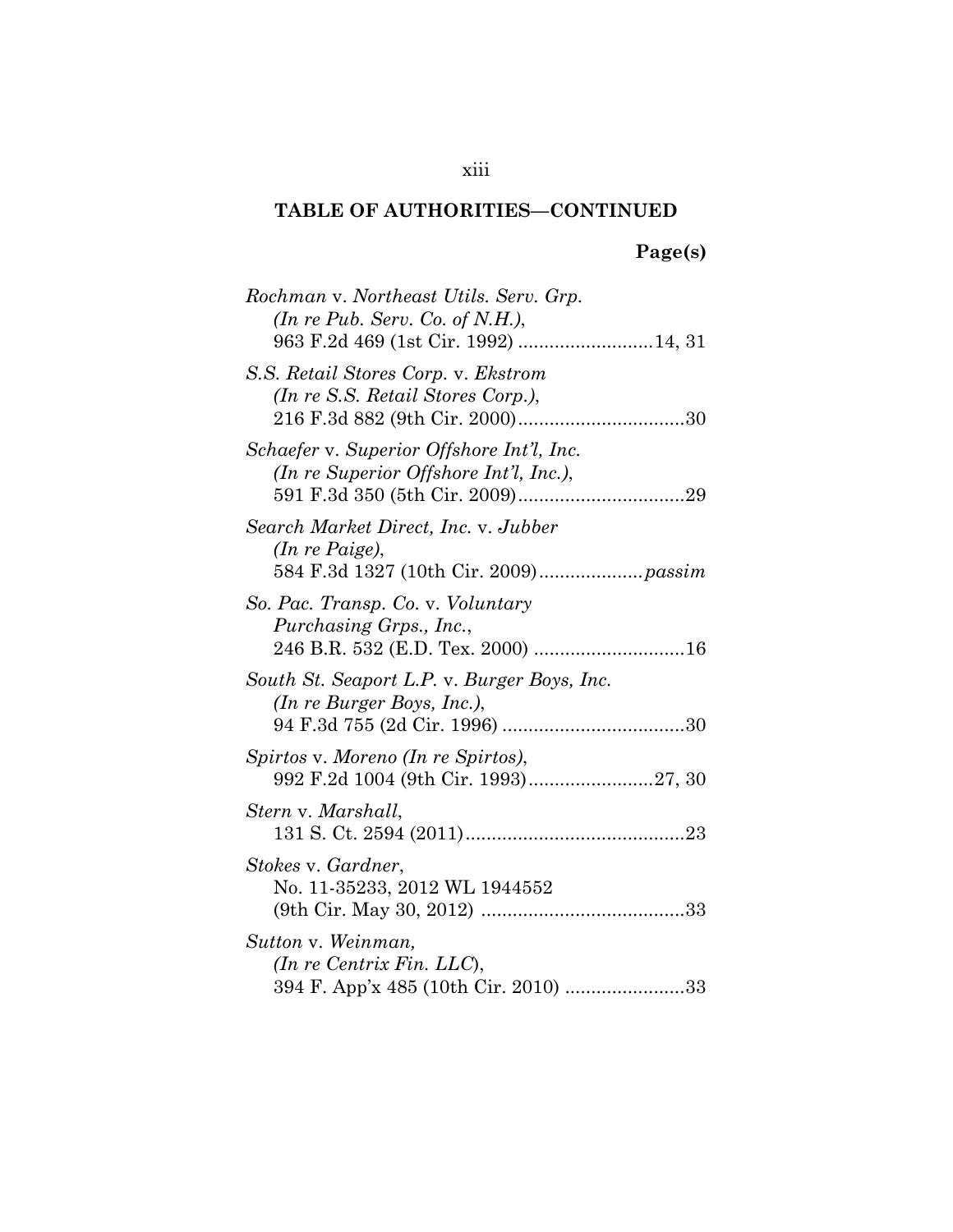## TABLE OF AUTHORITIES—CONTINUED

**Page(s)**

*Rochman* v. *Northeast Utils. Serv. Grp. (In re Pub. Serv. Co. of N.H.)*, 963 F.2d 469 (1st Cir. 1992) .......................... 14, 31

*S.S. Retail Stores Corp.* v. *Ekstrom (In re S.S. Retail Stores Corp.)*, 216 F.3d 882 (9th Cir. 2000) ................................ 30

*Schaefer* v. *Superior Offshore Int'l, Inc. (In re Superior Offshore Int'l, Inc.)*, 591 F.3d 350 (5th Cir. 2009) ................................ 29

*Search Market Direct, Inc.* v. *Jubber (In re Paige)*, 584 F.3d 1327 (10th Cir. 2009) .................... *passim*

*So. Pac. Transp. Co.* v. *Voluntary Purchasing Grps., Inc.*, 246 B.R. 532 (E.D. Tex. 2000) ............................ 16

*South St. Seaport L.P.* v. *Burger Boys, Inc. (In re Burger Boys, Inc.)*, 94 F.3d 755 (2d Cir. 1996) .................................. 30

*Spirtos* v. *Moreno (In re Spirtos)*, 992 F.2d 1004 (9th Cir. 1993) ........................ 27, 30

*Stern* v. *Marshall*, 131 S. Ct. 2594 (2011) .......................................... 23

*Stokes* v. *Gardner*, No. 11-35233, 2012 WL 1944552 (9th Cir. May 30, 2012) ....................................... 33

*Sutton* v. *Weinman, (In re Centrix Fin. LLC)*, 394 F. App'x 485 (10th Cir. 2010) ...................... 33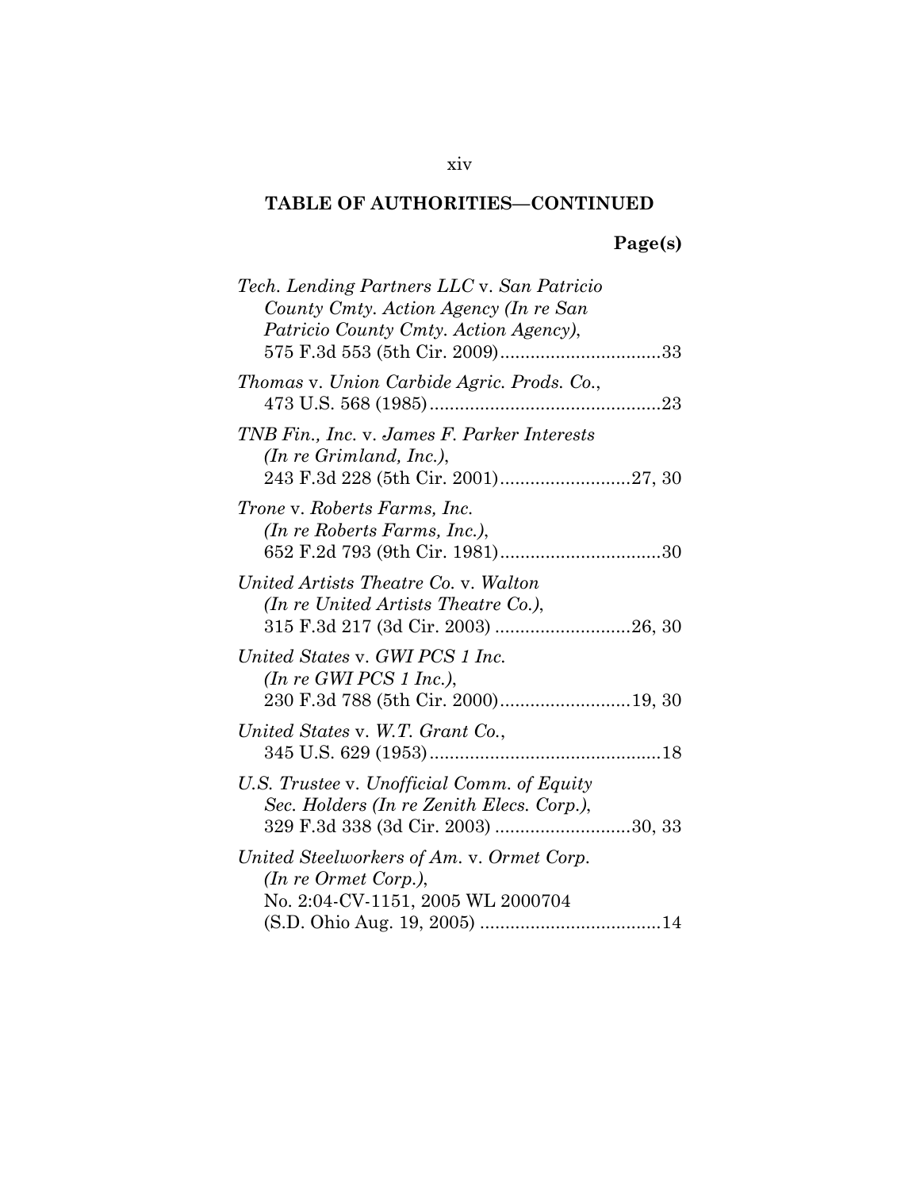**TABLE OF AUTHORITIES—CONTINUED**

**Page(s)**

*Tech. Lending Partners LLC* v. *San Patricio County Cmty. Action Agency (In re San Patricio County Cmty. Action Agency)*, 575 F.3d 553 (5th Cir. 2009)................................33

*Thomas* v. *Union Carbide Agric. Prods. Co.*, 473 U.S. 568 (1985)..............................................23

*TNB Fin., Inc.* v. *James F. Parker Interests (In re Grimland, Inc.)*, 243 F.3d 228 (5th Cir. 2001)..........................27, 30

*Trone* v. *Roberts Farms, Inc. (In re Roberts Farms, Inc.)*, 652 F.2d 793 (9th Cir. 1981)................................30

*United Artists Theatre Co.* v. *Walton (In re United Artists Theatre Co.)*, 315 F.3d 217 (3d Cir. 2003) ..........................26, 30

*United States* v. *GWI PCS 1 Inc. (In re GWI PCS 1 Inc.)*, 230 F.3d 788 (5th Cir. 2000)..........................19, 30

*United States* v. *W.T. Grant Co.*, 345 U.S. 629 (1953)..............................................18

*U.S. Trustee* v. *Unofficial Comm. of Equity Sec. Holders (In re Zenith Elecs. Corp.)*, 329 F.3d 338 (3d Cir. 2003) ..........................30, 33

*United Steelworkers of Am.* v. *Ormet Corp. (In re Ormet Corp.)*, No. 2:04-CV-1151, 2005 WL 2000704 (S.D. Ohio Aug. 19, 2005) ....................................14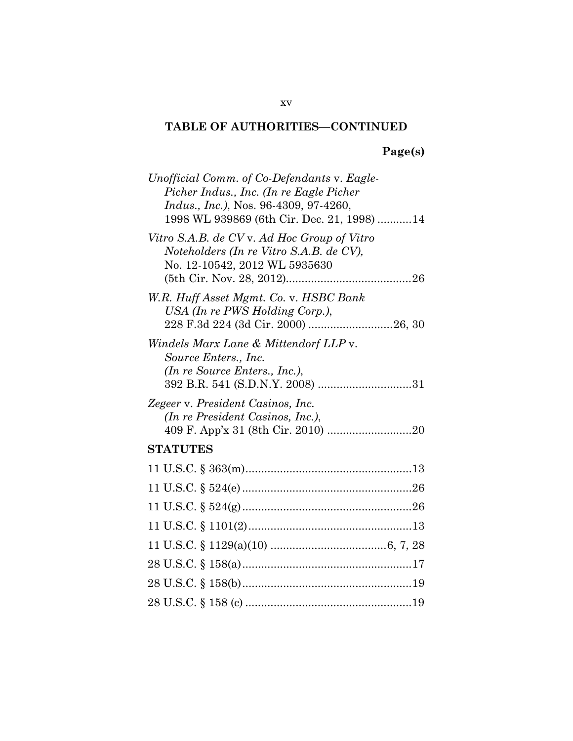**TABLE OF AUTHORITIES—CONTINUED**

**Page(s)**

*Unofficial Comm. of Co-Defendants* v. *Eagle-Picher Indus., Inc. (In re Eagle Picher Indus., Inc.)*, Nos. 96-4309, 97-4260, 1998 WL 939869 (6th Cir. Dec. 21, 1998) ...........14

*Vitro S.A.B. de CV* v. *Ad Hoc Group of Vitro Noteholders (In re Vitro S.A.B. de CV),* No. 12-10542, 2012 WL 5935630 (5th Cir. Nov. 28, 2012)........................................26

*W.R. Huff Asset Mgmt. Co.* v. *HSBC Bank USA (In re PWS Holding Corp.)*, 228 F.3d 224 (3d Cir. 2000) ...........................26, 30

*Windels Marx Lane & Mittendorf LLP* v. *Source Enters., Inc. (In re Source Enters., Inc.)*, 392 B.R. 541 (S.D.N.Y. 2008) ..............................31

*Zegeer* v. *President Casinos, Inc. (In re President Casinos, Inc.)*, 409 F. App'x 31 (8th Cir. 2010) ...........................20

**STATUTES**

11 U.S.C. § 363(m).....................................................13

11 U.S.C. § 524(e)......................................................26

11 U.S.C. § 524(g)......................................................26

11 U.S.C. § 1101(2)....................................................13

11 U.S.C. § 1129(a)(10) .....................................6, 7, 28

28 U.S.C. § 158(a)......................................................17

28 U.S.C. § 158(b)......................................................19

28 U.S.C. § 158 (c) .....................................................19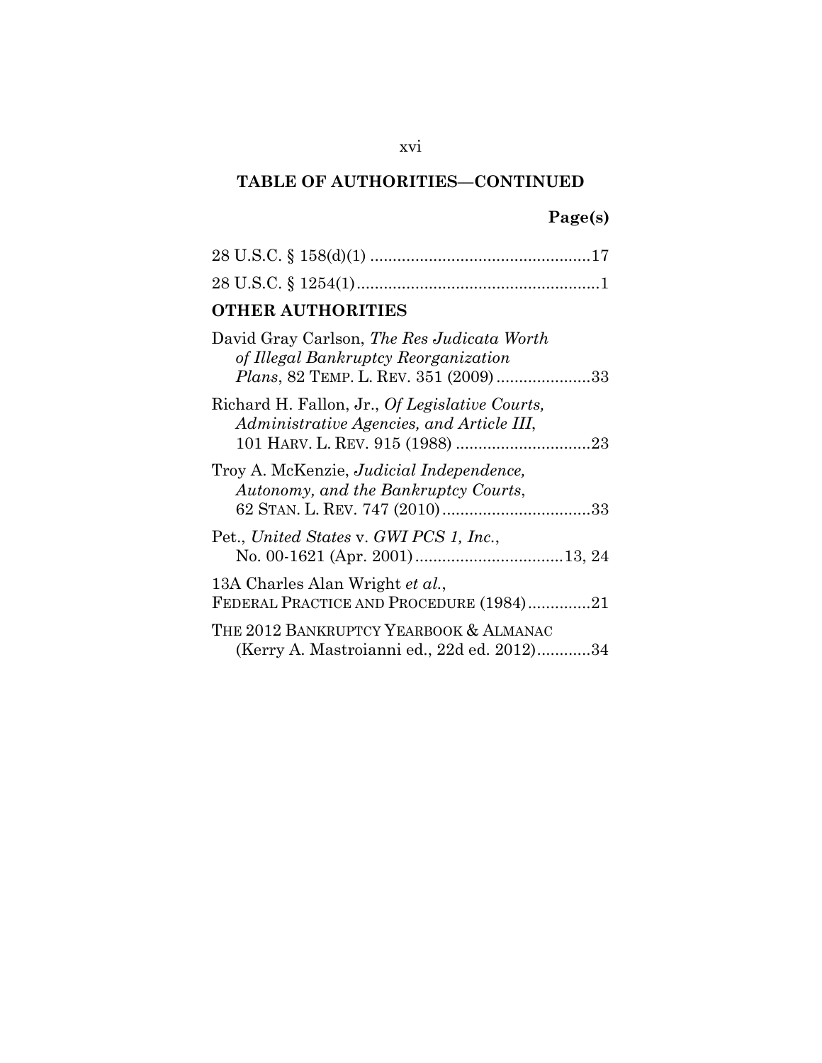**TABLE OF AUTHORITIES—CONTINUED**

**Page(s)**

28 U.S.C. § 158(d)(1) ................................................17

28 U.S.C. § 1254(1)......................................................1

**OTHER AUTHORITIES**

David Gray Carlson, *The Res Judicata Worth of Illegal Bankruptcy Reorganization Plans*, 82 TEMP. L. REV. 351 (2009).....................33

Richard H. Fallon, Jr., *Of Legislative Courts, Administrative Agencies, and Article III*, 101 HARV. L. REV. 915 (1988) ..............................23

Troy A. McKenzie, *Judicial Independence, Autonomy, and the Bankruptcy Courts*, 62 STAN. L. REV. 747 (2010).................................33

Pet., *United States* v. *GWI PCS 1, Inc.*, No. 00-1621 (Apr. 2001).................................13, 24

13A Charles Alan Wright *et al.*, FEDERAL PRACTICE AND PROCEDURE (1984)..............21

THE 2012 BANKRUPTCY YEARBOOK & ALMANAC (Kerry A. Mastroianni ed., 22d ed. 2012)............34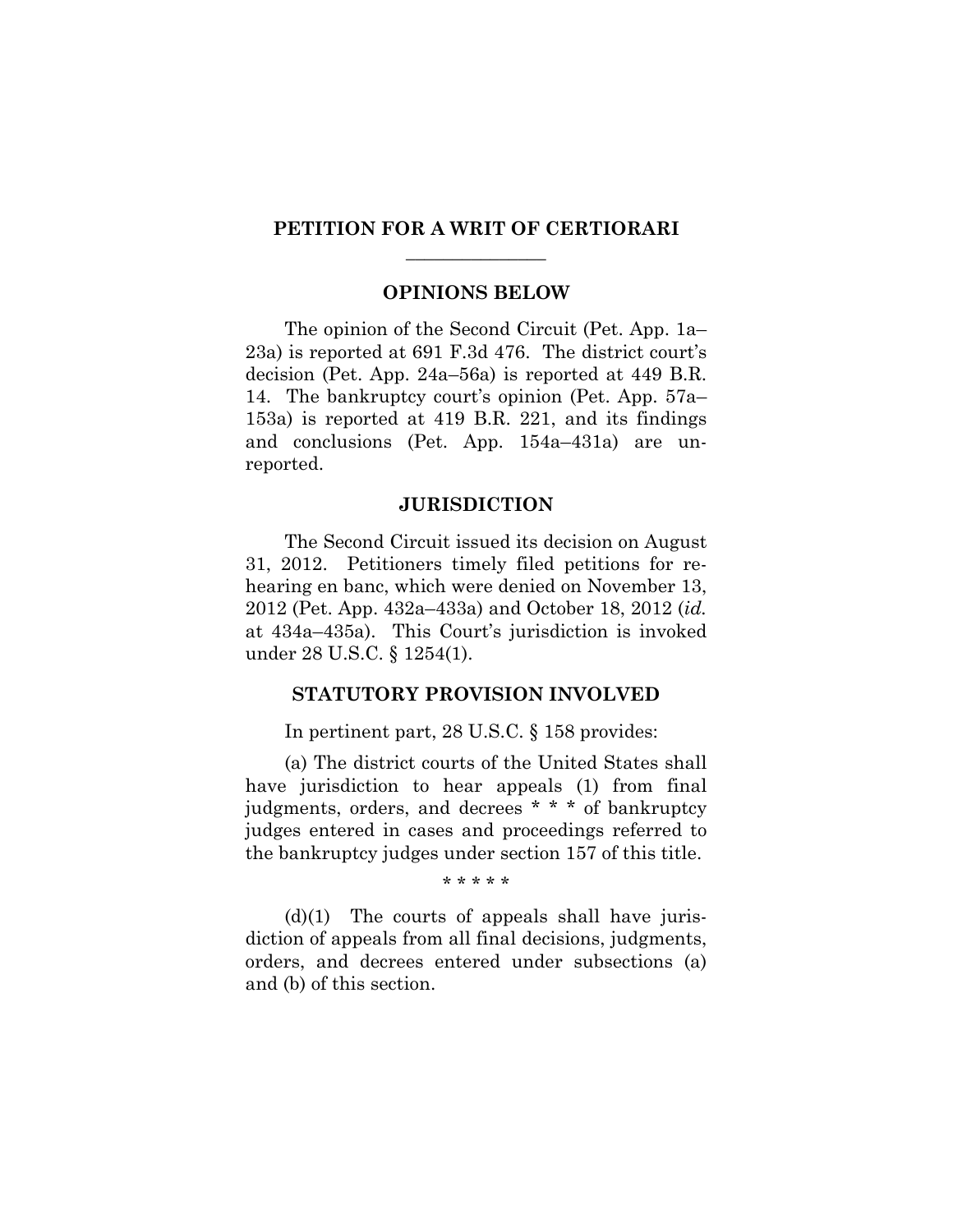## PETITION FOR A WRIT OF CERTIORARI

### OPINIONS BELOW

The opinion of the Second Circuit (Pet. App. 1a–23a) is reported at 691 F.3d 476. The district court's decision (Pet. App. 24a–56a) is reported at 449 B.R. 14. The bankruptcy court's opinion (Pet. App. 57a–153a) is reported at 419 B.R. 221, and its findings and conclusions (Pet. App. 154a–431a) are unreported.

### JURISDICTION

The Second Circuit issued its decision on August 31, 2012. Petitioners timely filed petitions for rehearing en banc, which were denied on November 13, 2012 (Pet. App. 432a–433a) and October 18, 2012 (*id.* at 434a–435a). This Court's jurisdiction is invoked under 28 U.S.C. § 1254(1).

### STATUTORY PROVISION INVOLVED

In pertinent part, 28 U.S.C. § 158 provides:

(a) The district courts of the United States shall have jurisdiction to hear appeals (1) from final judgments, orders, and decrees * * * of bankruptcy judges entered in cases and proceedings referred to the bankruptcy judges under section 157 of this title.

\* \* \* \* \*

(d)(1) The courts of appeals shall have jurisdiction of appeals from all final decisions, judgments, orders, and decrees entered under subsections (a) and (b) of this section.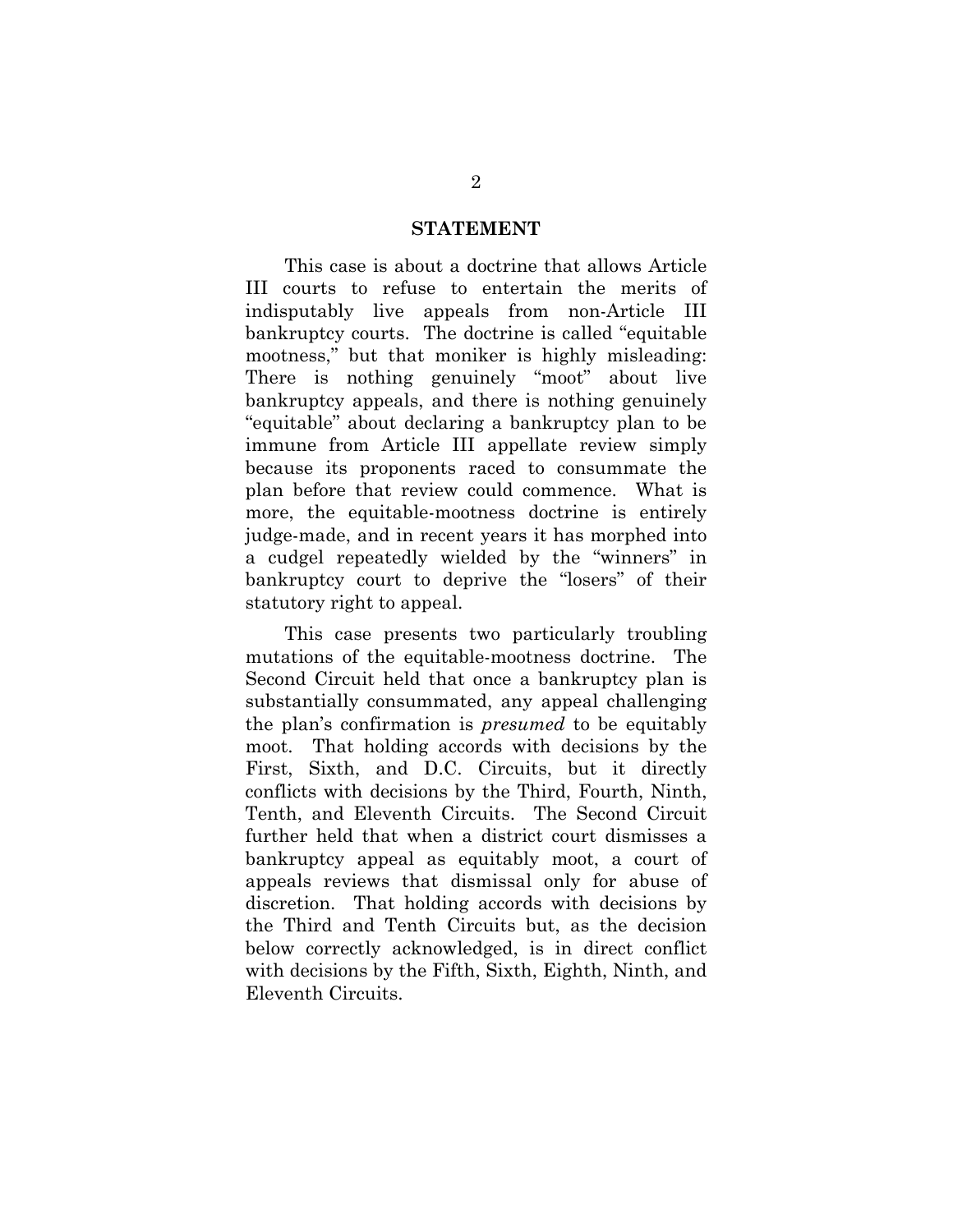## STATEMENT

This case is about a doctrine that allows Article III courts to refuse to entertain the merits of indisputably live appeals from non-Article III bankruptcy courts. The doctrine is called "equitable mootness," but that moniker is highly misleading: There is nothing genuinely "moot" about live bankruptcy appeals, and there is nothing genuinely "equitable" about declaring a bankruptcy plan to be immune from Article III appellate review simply because its proponents raced to consummate the plan before that review could commence. What is more, the equitable-mootness doctrine is entirely judge-made, and in recent years it has morphed into a cudgel repeatedly wielded by the "winners" in bankruptcy court to deprive the "losers" of their statutory right to appeal.

This case presents two particularly troubling mutations of the equitable-mootness doctrine. The Second Circuit held that once a bankruptcy plan is substantially consummated, any appeal challenging the plan's confirmation is *presumed* to be equitably moot. That holding accords with decisions by the First, Sixth, and D.C. Circuits, but it directly conflicts with decisions by the Third, Fourth, Ninth, Tenth, and Eleventh Circuits. The Second Circuit further held that when a district court dismisses a bankruptcy appeal as equitably moot, a court of appeals reviews that dismissal only for abuse of discretion. That holding accords with decisions by the Third and Tenth Circuits but, as the decision below correctly acknowledged, is in direct conflict with decisions by the Fifth, Sixth, Eighth, Ninth, and Eleventh Circuits.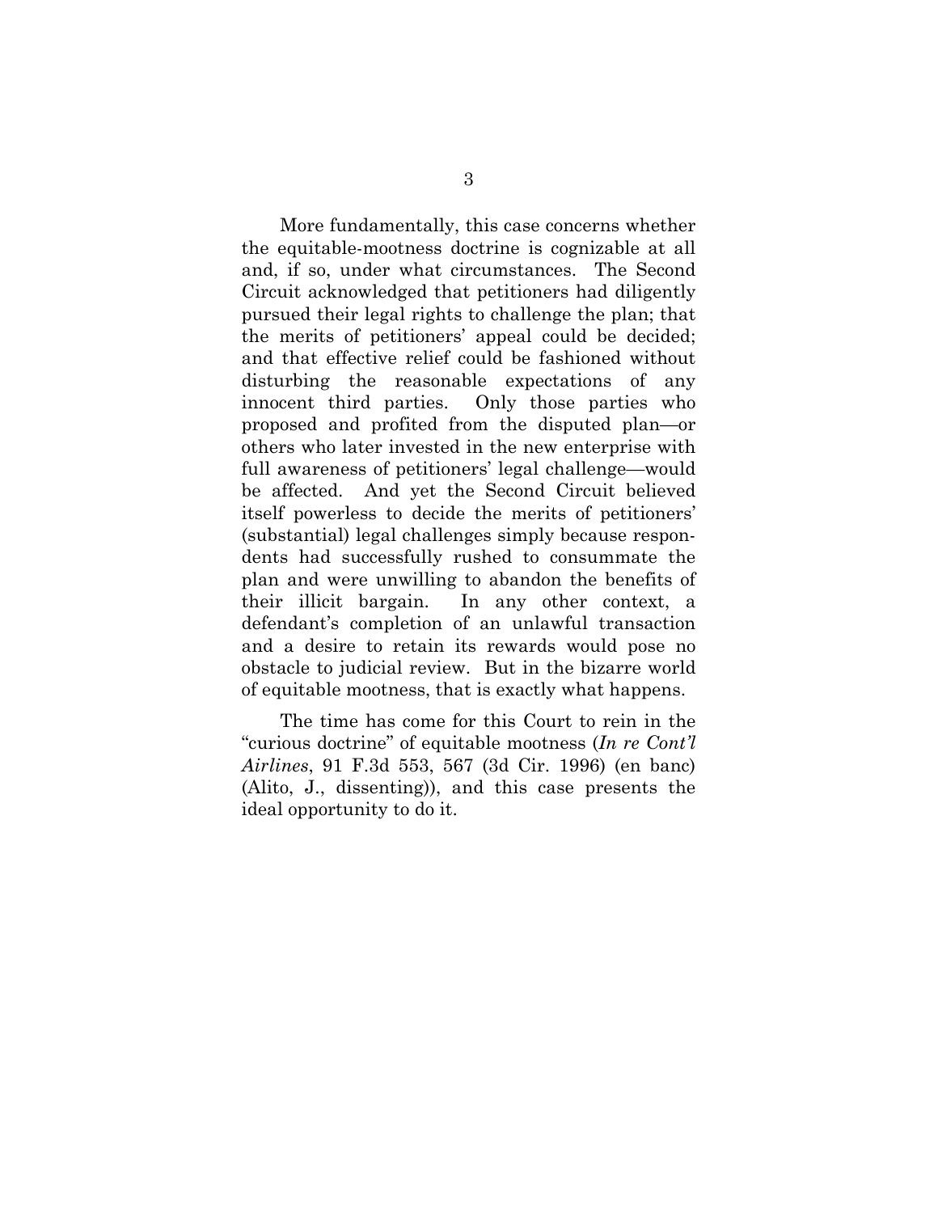More fundamentally, this case concerns whether the equitable-mootness doctrine is cognizable at all and, if so, under what circumstances. The Second Circuit acknowledged that petitioners had diligently pursued their legal rights to challenge the plan; that the merits of petitioners' appeal could be decided; and that effective relief could be fashioned without disturbing the reasonable expectations of any innocent third parties. Only those parties who proposed and profited from the disputed plan—or others who later invested in the new enterprise with full awareness of petitioners' legal challenge—would be affected. And yet the Second Circuit believed itself powerless to decide the merits of petitioners' (substantial) legal challenges simply because respondents had successfully rushed to consummate the plan and were unwilling to abandon the benefits of their illicit bargain. In any other context, a defendant's completion of an unlawful transaction and a desire to retain its rewards would pose no obstacle to judicial review. But in the bizarre world of equitable mootness, that is exactly what happens.

The time has come for this Court to rein in the "curious doctrine" of equitable mootness (*In re Cont'l Airlines*, 91 F.3d 553, 567 (3d Cir. 1996) (en banc) (Alito, J., dissenting)), and this case presents the ideal opportunity to do it.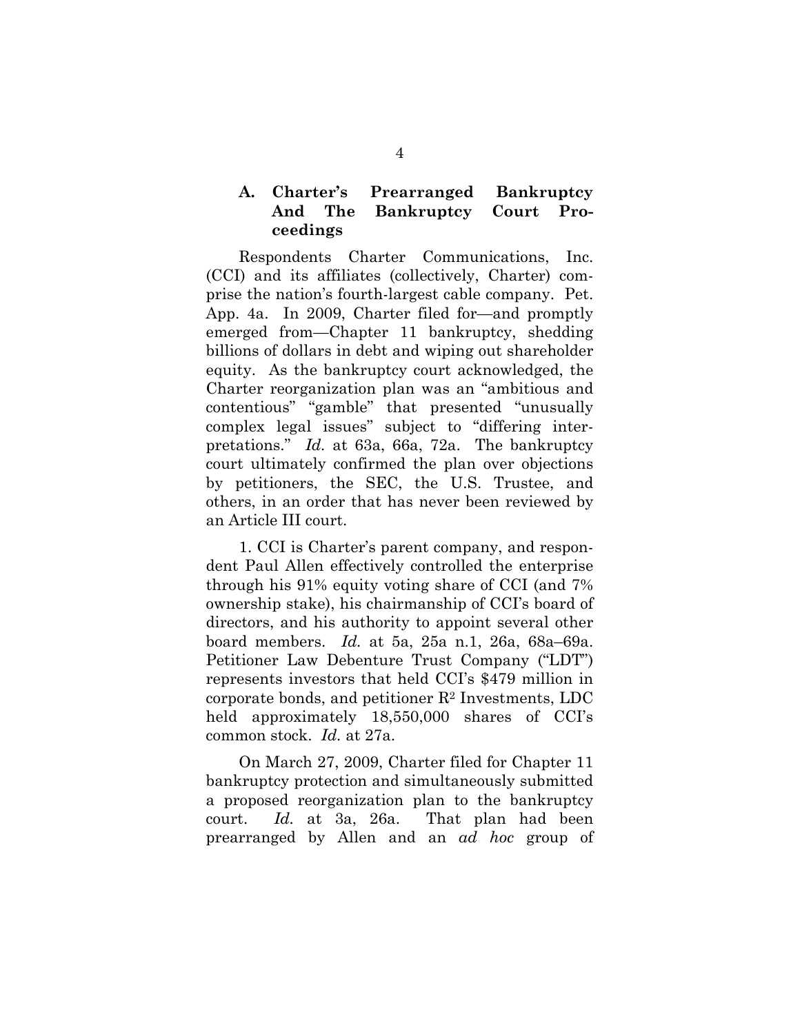### A. Charter's Prearranged Bankruptcy And The Bankruptcy Court Proceedings

Respondents Charter Communications, Inc. (CCI) and its affiliates (collectively, Charter) comprise the nation's fourth-largest cable company. Pet. App. 4a. In 2009, Charter filed for—and promptly emerged from—Chapter 11 bankruptcy, shedding billions of dollars in debt and wiping out shareholder equity. As the bankruptcy court acknowledged, the Charter reorganization plan was an "ambitious and contentious" "gamble" that presented "unusually complex legal issues" subject to "differing interpretations." *Id.* at 63a, 66a, 72a. The bankruptcy court ultimately confirmed the plan over objections by petitioners, the SEC, the U.S. Trustee, and others, in an order that has never been reviewed by an Article III court.

1. CCI is Charter's parent company, and respondent Paul Allen effectively controlled the enterprise through his 91% equity voting share of CCI (and 7% ownership stake), his chairmanship of CCI's board of directors, and his authority to appoint several other board members. *Id.* at 5a, 25a n.1, 26a, 68a–69a. Petitioner Law Debenture Trust Company ("LDT") represents investors that held CCI's $479 million in corporate bonds, and petitioner R² Investments, LDC held approximately 18,550,000 shares of CCI's common stock. *Id.* at 27a.

On March 27, 2009, Charter filed for Chapter 11 bankruptcy protection and simultaneously submitted a proposed reorganization plan to the bankruptcy court. *Id.* at 3a, 26a. That plan had been prearranged by Allen and an *ad hoc* group of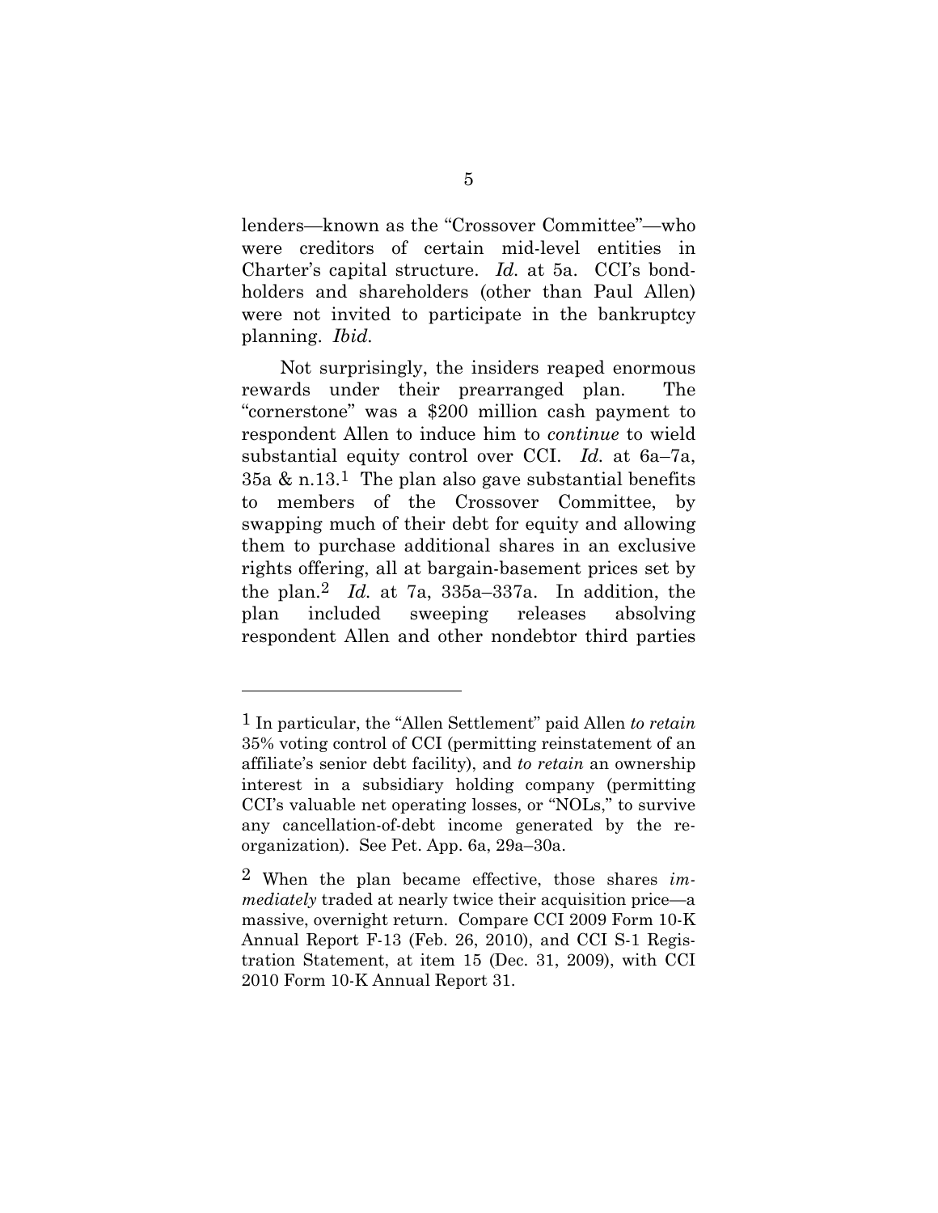lenders—known as the "Crossover Committee"—who were creditors of certain mid-level entities in Charter's capital structure. *Id.* at 5a. CCI's bondholders and shareholders (other than Paul Allen) were not invited to participate in the bankruptcy planning. *Ibid.*

Not surprisingly, the insiders reaped enormous rewards under their prearranged plan. The "cornerstone" was a \$200 million cash payment to respondent Allen to induce him to *continue* to wield substantial equity control over CCI. *Id.* at 6a–7a, 35a & n.13.[1] The plan also gave substantial benefits to members of the Crossover Committee, by swapping much of their debt for equity and allowing them to purchase additional shares in an exclusive rights offering, all at bargain-basement prices set by the plan.[2] *Id.* at 7a, 335a–337a. In addition, the plan included sweeping releases absolving respondent Allen and other nondebtor third parties

---

[1] In particular, the "Allen Settlement" paid Allen *to retain* 35% voting control of CCI (permitting reinstatement of an affiliate's senior debt facility), and *to retain* an ownership interest in a subsidiary holding company (permitting CCI's valuable net operating losses, or "NOLs," to survive any cancellation-of-debt income generated by the reorganization). See Pet. App. 6a, 29a–30a.

[2] When the plan became effective, those shares *immediately* traded at nearly twice their acquisition price—a massive, overnight return. Compare CCI 2009 Form 10-K Annual Report F-13 (Feb. 26, 2010), and CCI S-1 Registration Statement, at item 15 (Dec. 31, 2009), with CCI 2010 Form 10-K Annual Report 31.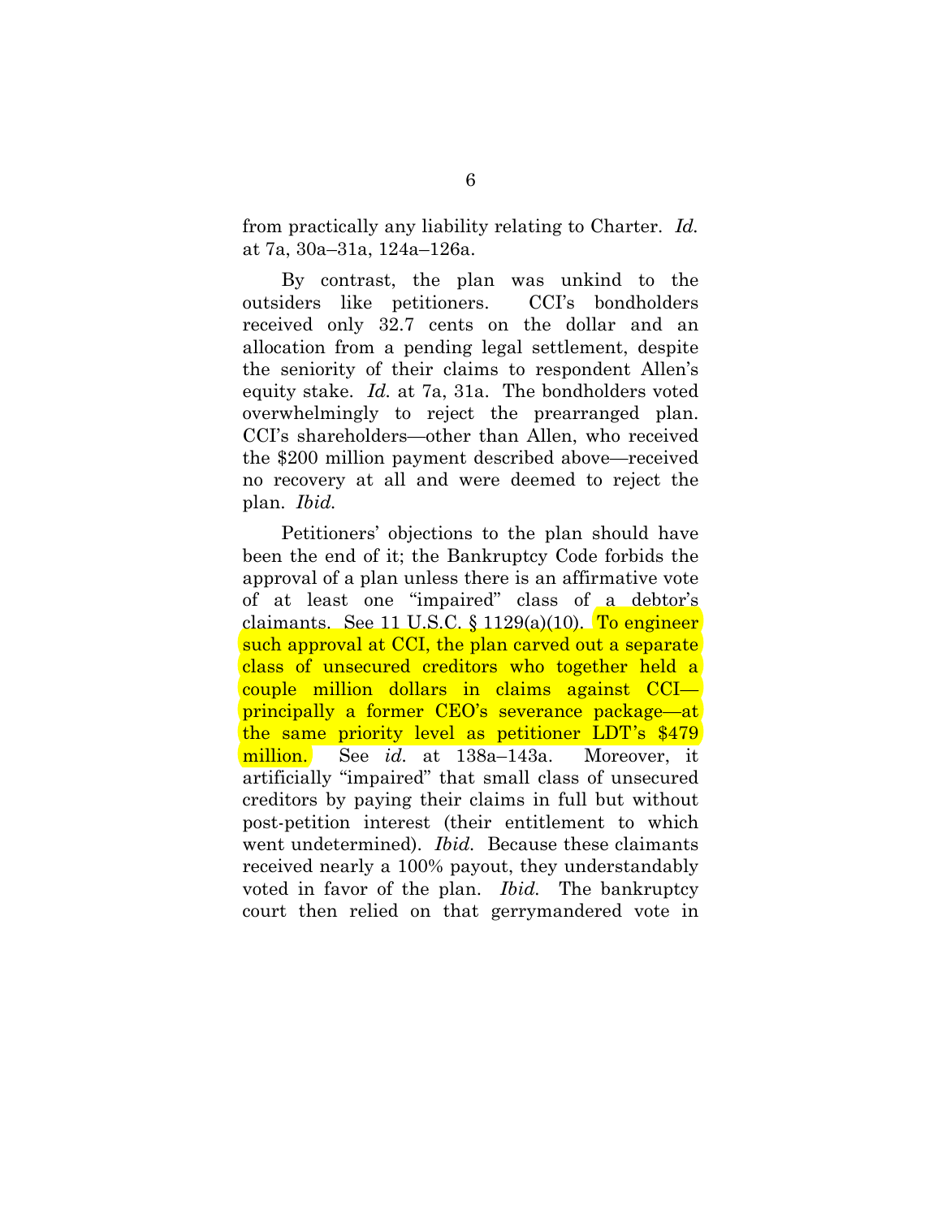from practically any liability relating to Charter. *Id.* at 7a, 30a–31a, 124a–126a.

By contrast, the plan was unkind to the outsiders like petitioners. CCI's bondholders received only 32.7 cents on the dollar and an allocation from a pending legal settlement, despite the seniority of their claims to respondent Allen's equity stake. *Id.* at 7a, 31a. The bondholders voted overwhelmingly to reject the prearranged plan. CCI's shareholders—other than Allen, who received the $200 million payment described above—received no recovery at all and were deemed to reject the plan. *Ibid.*

Petitioners' objections to the plan should have been the end of it; the Bankruptcy Code forbids the approval of a plan unless there is an affirmative vote of at least one "impaired" class of a debtor's claimants. See 11 U.S.C. § 1129(a)(10). To engineer such approval at CCI, the plan carved out a separate class of unsecured creditors who together held a couple million dollars in claims against CCI—principally a former CEO's severance package—at the same priority level as petitioner LDT's $479 million. See *id.* at 138a–143a. Moreover, it artificially "impaired" that small class of unsecured creditors by paying their claims in full but without post-petition interest (their entitlement to which went undetermined). *Ibid.* Because these claimants received nearly a 100% payout, they understandably voted in favor of the plan. *Ibid.* The bankruptcy court then relied on that gerrymandered vote in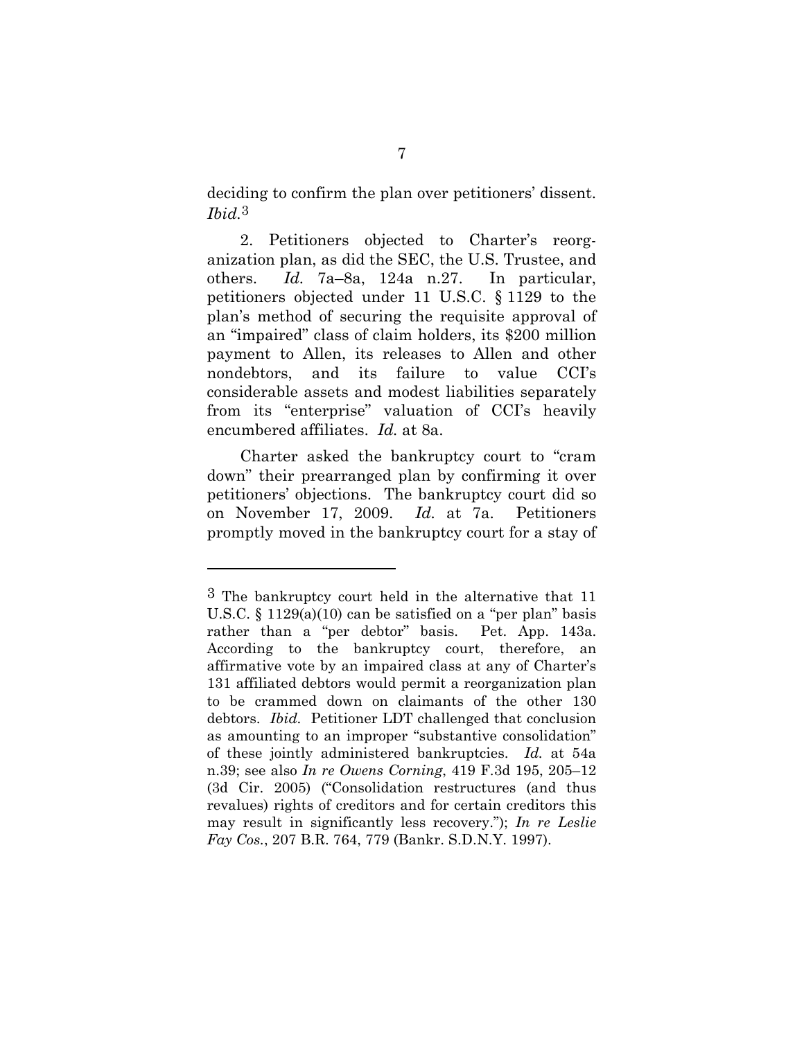deciding to confirm the plan over petitioners' dissent. *Ibid.*[3]

2. Petitioners objected to Charter's reorganization plan, as did the SEC, the U.S. Trustee, and others. *Id.* 7a–8a, 124a n.27. In particular, petitioners objected under 11 U.S.C. § 1129 to the plan's method of securing the requisite approval of an "impaired" class of claim holders, its $200 million payment to Allen, its releases to Allen and other nondebtors, and its failure to value CCI's considerable assets and modest liabilities separately from its "enterprise" valuation of CCI's heavily encumbered affiliates. *Id.* at 8a.

Charter asked the bankruptcy court to "cram down" their prearranged plan by confirming it over petitioners' objections. The bankruptcy court did so on November 17, 2009. *Id.* at 7a. Petitioners promptly moved in the bankruptcy court for a stay of

---

[3] The bankruptcy court held in the alternative that 11 U.S.C. § 1129(a)(10) can be satisfied on a "per plan" basis rather than a "per debtor" basis. Pet. App. 143a. According to the bankruptcy court, therefore, an affirmative vote by an impaired class at any of Charter's 131 affiliated debtors would permit a reorganization plan to be crammed down on claimants of the other 130 debtors. *Ibid.* Petitioner LDT challenged that conclusion as amounting to an improper "substantive consolidation" of these jointly administered bankruptcies. *Id.* at 54a n.39; see also *In re Owens Corning*, 419 F.3d 195, 205–12 (3d Cir. 2005) ("Consolidation restructures (and thus revalues) rights of creditors and for certain creditors this may result in significantly less recovery."); *In re Leslie Fay Cos.*, 207 B.R. 764, 779 (Bankr. S.D.N.Y. 1997).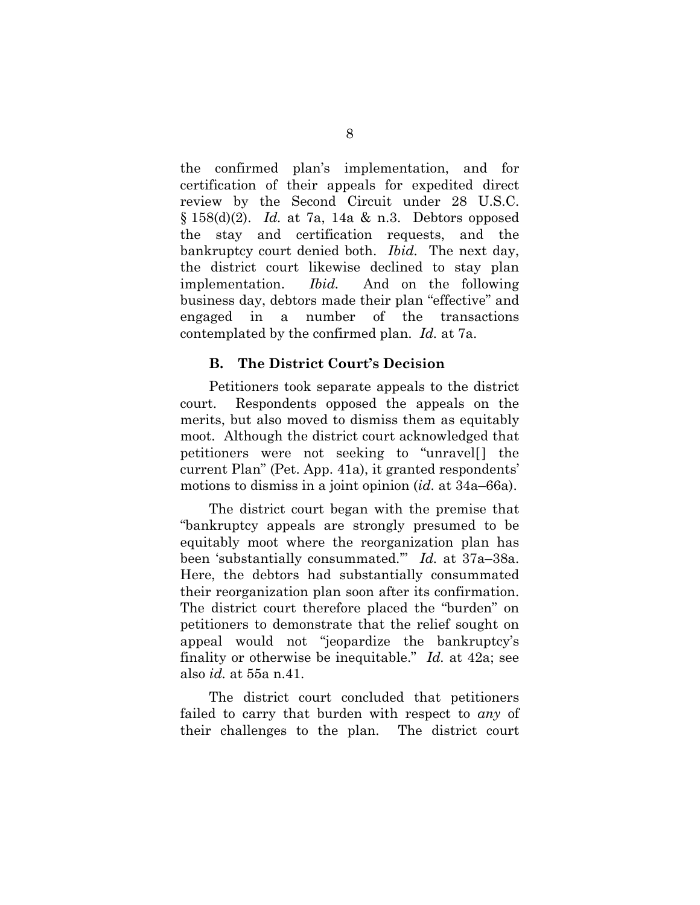the confirmed plan's implementation, and for certification of their appeals for expedited direct review by the Second Circuit under 28 U.S.C. § 158(d)(2). *Id.* at 7a, 14a & n.3. Debtors opposed the stay and certification requests, and the bankruptcy court denied both. *Ibid.* The next day, the district court likewise declined to stay plan implementation. *Ibid.* And on the following business day, debtors made their plan "effective" and engaged in a number of the transactions contemplated by the confirmed plan. *Id.* at 7a.

### B. The District Court's Decision

Petitioners took separate appeals to the district court. Respondents opposed the appeals on the merits, but also moved to dismiss them as equitably moot. Although the district court acknowledged that petitioners were not seeking to "unravel[] the current Plan" (Pet. App. 41a), it granted respondents' motions to dismiss in a joint opinion (*id.* at 34a–66a).

The district court began with the premise that "bankruptcy appeals are strongly presumed to be equitably moot where the reorganization plan has been 'substantially consummated.'" *Id.* at 37a–38a. Here, the debtors had substantially consummated their reorganization plan soon after its confirmation. The district court therefore placed the "burden" on petitioners to demonstrate that the relief sought on appeal would not "jeopardize the bankruptcy's finality or otherwise be inequitable." *Id.* at 42a; see also *id.* at 55a n.41.

The district court concluded that petitioners failed to carry that burden with respect to *any* of their challenges to the plan. The district court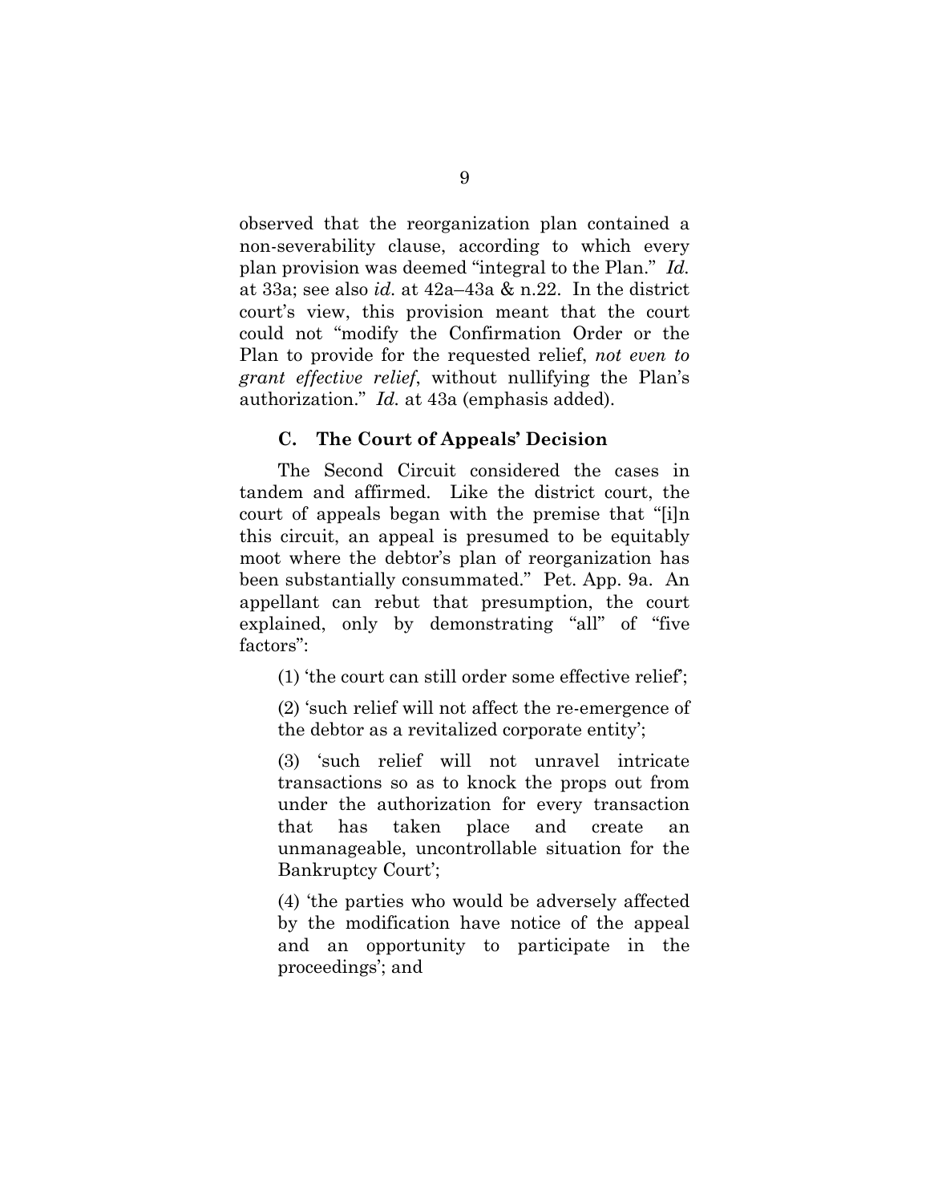observed that the reorganization plan contained a non-severability clause, according to which every plan provision was deemed "integral to the Plan." *Id.* at 33a; see also *id.* at 42a–43a & n.22. In the district court's view, this provision meant that the court could not "modify the Confirmation Order or the Plan to provide for the requested relief, *not even to grant effective relief*, without nullifying the Plan's authorization." *Id.* at 43a (emphasis added).

### C. The Court of Appeals' Decision

The Second Circuit considered the cases in tandem and affirmed. Like the district court, the court of appeals began with the premise that "[i]n this circuit, an appeal is presumed to be equitably moot where the debtor's plan of reorganization has been substantially consummated." Pet. App. 9a. An appellant can rebut that presumption, the court explained, only by demonstrating "all" of "five factors":

> (1) 'the court can still order some effective relief';
>
> (2) 'such relief will not affect the re-emergence of the debtor as a revitalized corporate entity';
>
> (3) 'such relief will not unravel intricate transactions so as to knock the props out from under the authorization for every transaction that has taken place and create an unmanageable, uncontrollable situation for the Bankruptcy Court';
>
> (4) 'the parties who would be adversely affected by the modification have notice of the appeal and an opportunity to participate in the proceedings'; and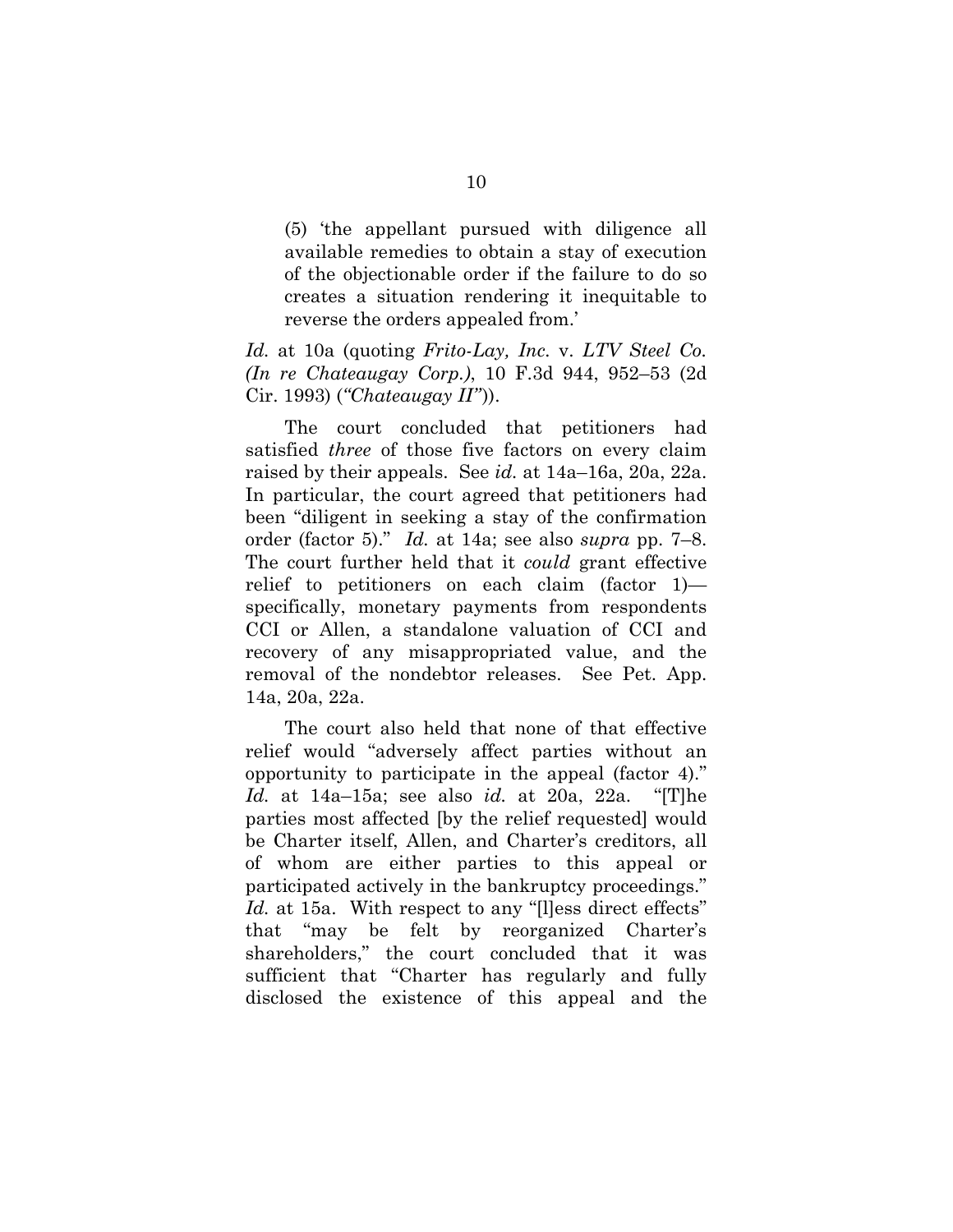(5) 'the appellant pursued with diligence all available remedies to obtain a stay of execution of the objectionable order if the failure to do so creates a situation rendering it inequitable to reverse the orders appealed from.'

*Id.* at 10a (quoting *Frito-Lay, Inc.* v. *LTV Steel Co. (In re Chateaugay Corp.)*, 10 F.3d 944, 952–53 (2d Cir. 1993) (*"Chateaugay II"*)).

The court concluded that petitioners had satisfied *three* of those five factors on every claim raised by their appeals. See *id.* at 14a–16a, 20a, 22a. In particular, the court agreed that petitioners had been "diligent in seeking a stay of the confirmation order (factor 5)." *Id.* at 14a; see also *supra* pp. 7–8. The court further held that it *could* grant effective relief to petitioners on each claim (factor 1)—specifically, monetary payments from respondents CCI or Allen, a standalone valuation of CCI and recovery of any misappropriated value, and the removal of the nondebtor releases. See Pet. App. 14a, 20a, 22a.

The court also held that none of that effective relief would "adversely affect parties without an opportunity to participate in the appeal (factor 4)." *Id.* at 14a–15a; see also *id.* at 20a, 22a. "[T]he parties most affected [by the relief requested] would be Charter itself, Allen, and Charter's creditors, all of whom are either parties to this appeal or participated actively in the bankruptcy proceedings." *Id.* at 15a. With respect to any "[l]ess direct effects" that "may be felt by reorganized Charter's shareholders," the court concluded that it was sufficient that "Charter has regularly and fully disclosed the existence of this appeal and the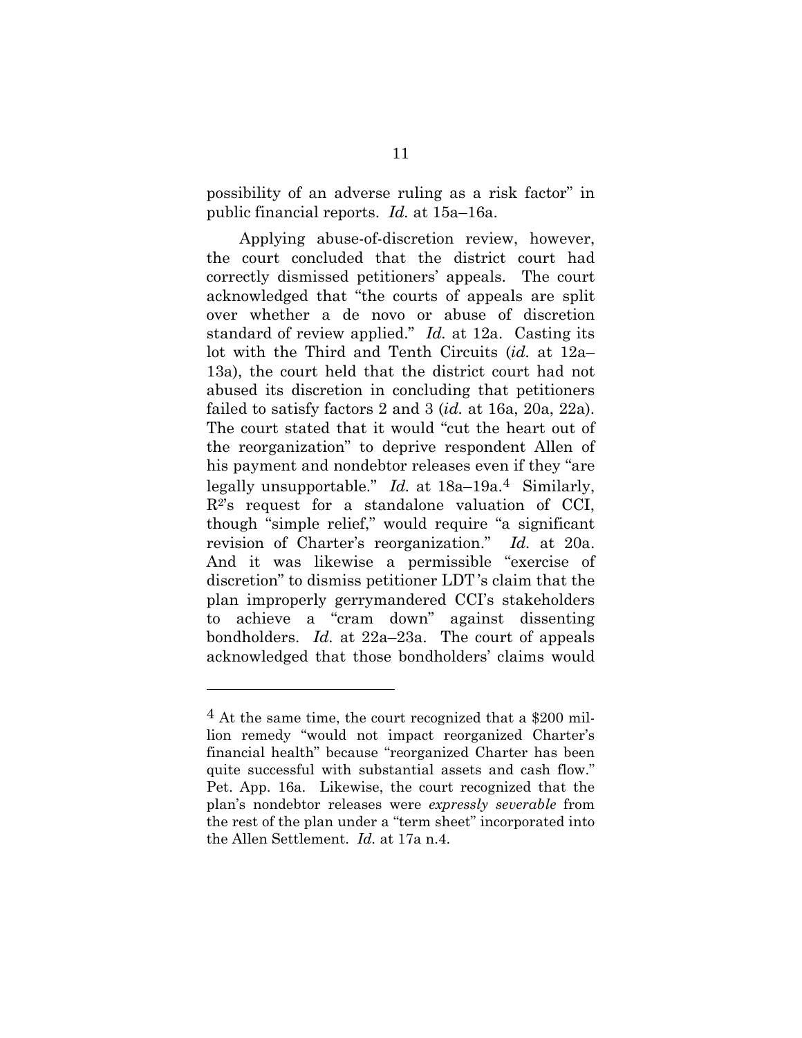possibility of an adverse ruling as a risk factor" in public financial reports. *Id.* at 15a–16a.

Applying abuse-of-discretion review, however, the court concluded that the district court had correctly dismissed petitioners' appeals. The court acknowledged that "the courts of appeals are split over whether a de novo or abuse of discretion standard of review applied." *Id.* at 12a. Casting its lot with the Third and Tenth Circuits (*id.* at 12a–13a), the court held that the district court had not abused its discretion in concluding that petitioners failed to satisfy factors 2 and 3 (*id.* at 16a, 20a, 22a). The court stated that it would "cut the heart out of the reorganization" to deprive respondent Allen of his payment and nondebtor releases even if they "are legally unsupportable." *Id.* at 18a–19a.[4] Similarly, R²'s request for a standalone valuation of CCI, though "simple relief," would require "a significant revision of Charter's reorganization." *Id.* at 20a. And it was likewise a permissible "exercise of discretion" to dismiss petitioner LDT's claim that the plan improperly gerrymandered CCI's stakeholders to achieve a "cram down" against dissenting bondholders. *Id.* at 22a–23a. The court of appeals acknowledged that those bondholders' claims would

---

[4] At the same time, the court recognized that a $200 million remedy "would not impact reorganized Charter's financial health" because "reorganized Charter has been quite successful with substantial assets and cash flow." Pet. App. 16a. Likewise, the court recognized that the plan's nondebtor releases were *expressly severable* from the rest of the plan under a "term sheet" incorporated into the Allen Settlement. *Id.* at 17a n.4.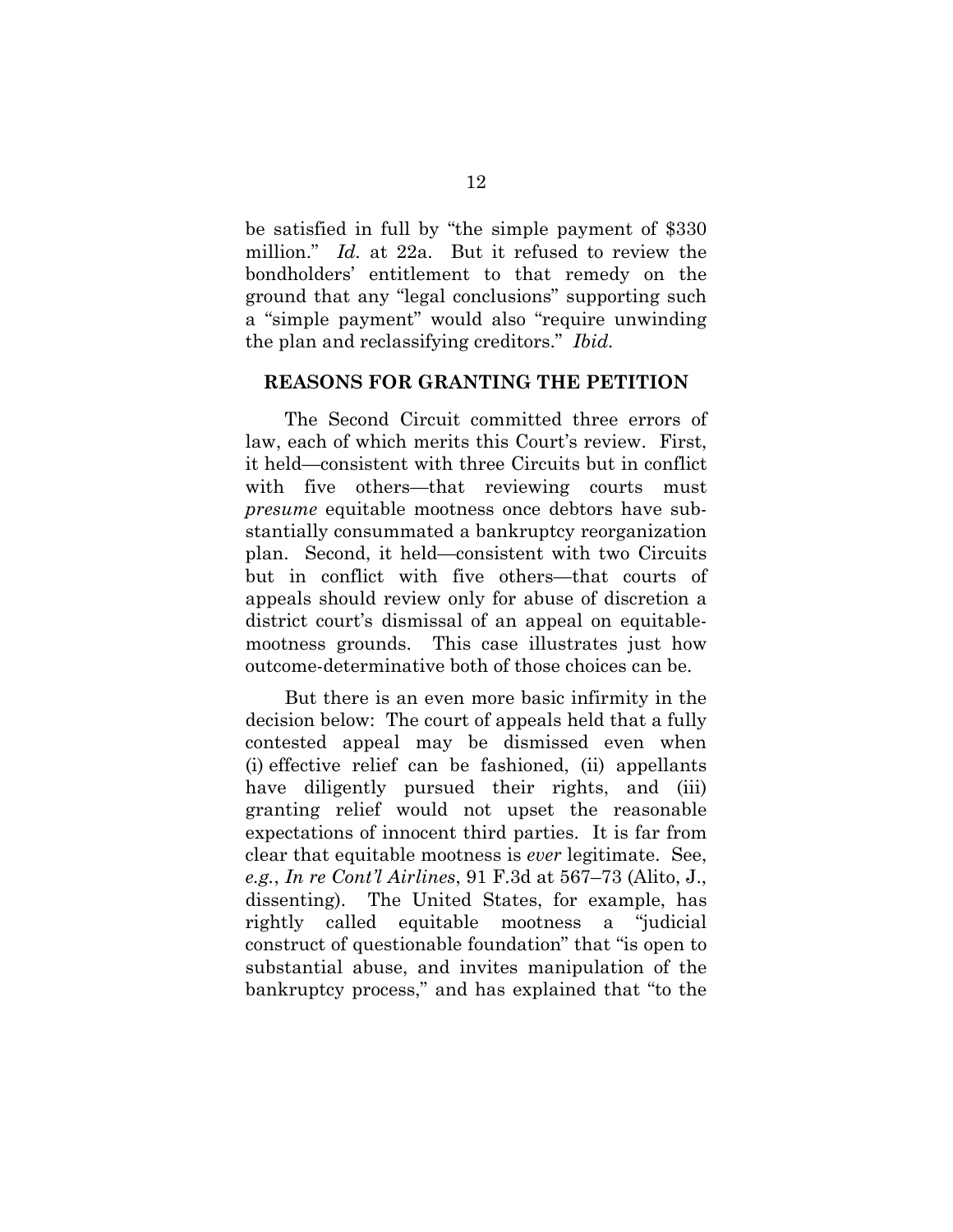be satisfied in full by "the simple payment of $330 million." *Id.* at 22a. But it refused to review the bondholders' entitlement to that remedy on the ground that any "legal conclusions" supporting such a "simple payment" would also "require unwinding the plan and reclassifying creditors." *Ibid.*

## REASONS FOR GRANTING THE PETITION

The Second Circuit committed three errors of law, each of which merits this Court's review. First, it held—consistent with three Circuits but in conflict with five others—that reviewing courts must *presume* equitable mootness once debtors have substantially consummated a bankruptcy reorganization plan. Second, it held—consistent with two Circuits but in conflict with five others—that courts of appeals should review only for abuse of discretion a district court's dismissal of an appeal on equitable-mootness grounds. This case illustrates just how outcome-determinative both of those choices can be.

But there is an even more basic infirmity in the decision below: The court of appeals held that a fully contested appeal may be dismissed even when (i) effective relief can be fashioned, (ii) appellants have diligently pursued their rights, and (iii) granting relief would not upset the reasonable expectations of innocent third parties. It is far from clear that equitable mootness is *ever* legitimate. See, *e.g.*, *In re Cont'l Airlines*, 91 F.3d at 567–73 (Alito, J., dissenting). The United States, for example, has rightly called equitable mootness a "judicial construct of questionable foundation" that "is open to substantial abuse, and invites manipulation of the bankruptcy process," and has explained that "to the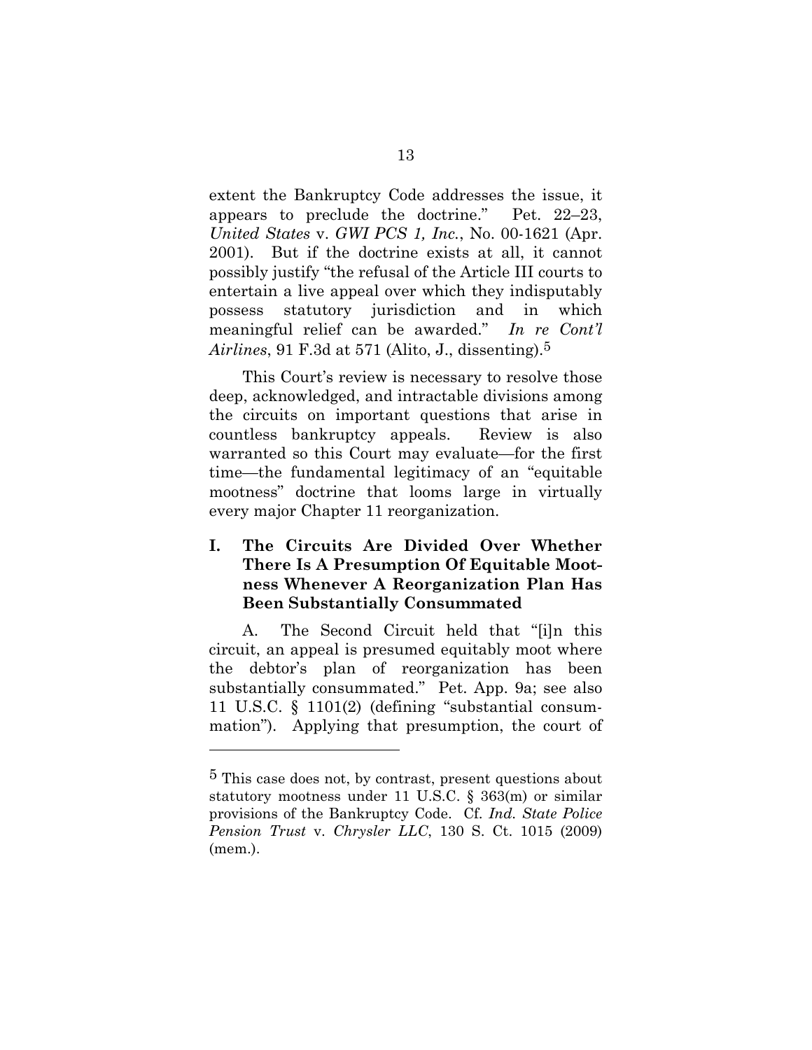extent the Bankruptcy Code addresses the issue, it appears to preclude the doctrine." Pet. 22–23, *United States* v. *GWI PCS 1, Inc.*, No. 00-1621 (Apr. 2001). But if the doctrine exists at all, it cannot possibly justify "the refusal of the Article III courts to entertain a live appeal over which they indisputably possess statutory jurisdiction and in which meaningful relief can be awarded." *In re Cont'l Airlines*, 91 F.3d at 571 (Alito, J., dissenting).[5]

This Court's review is necessary to resolve those deep, acknowledged, and intractable divisions among the circuits on important questions that arise in countless bankruptcy appeals. Review is also warranted so this Court may evaluate—for the first time—the fundamental legitimacy of an "equitable mootness" doctrine that looms large in virtually every major Chapter 11 reorganization.

## I. The Circuits Are Divided Over Whether There Is A Presumption Of Equitable Mootness Whenever A Reorganization Plan Has Been Substantially Consummated

A. The Second Circuit held that "[i]n this circuit, an appeal is presumed equitably moot where the debtor's plan of reorganization has been substantially consummated." Pet. App. 9a; see also 11 U.S.C. § 1101(2) (defining "substantial consummation"). Applying that presumption, the court of

---

[5] This case does not, by contrast, present questions about statutory mootness under 11 U.S.C. § 363(m) or similar provisions of the Bankruptcy Code. Cf. *Ind. State Police Pension Trust* v. *Chrysler LLC*, 130 S. Ct. 1015 (2009) (mem.).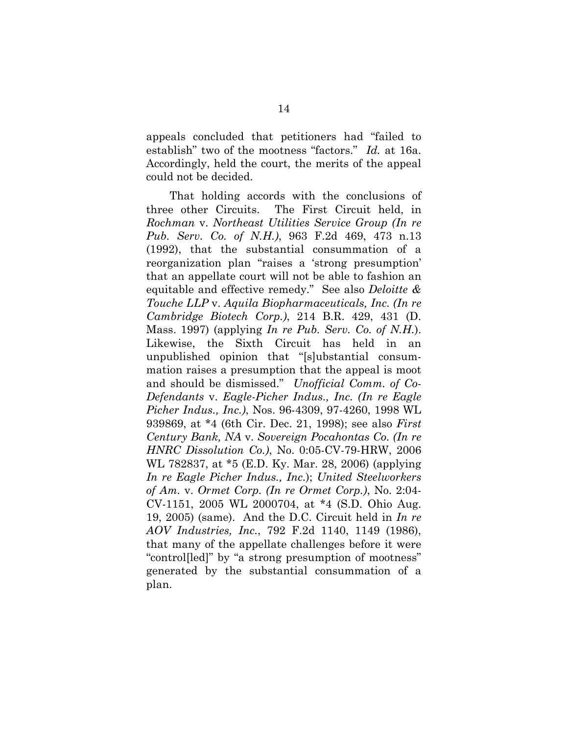appeals concluded that petitioners had "failed to establish" two of the mootness "factors." *Id.* at 16a. Accordingly, held the court, the merits of the appeal could not be decided.

That holding accords with the conclusions of three other Circuits. The First Circuit held, in *Rochman* v. *Northeast Utilities Service Group (In re Pub. Serv. Co. of N.H.)*, 963 F.2d 469, 473 n.13 (1992), that the substantial consummation of a reorganization plan "raises a 'strong presumption' that an appellate court will not be able to fashion an equitable and effective remedy." See also *Deloitte & Touche LLP* v. *Aquila Biopharmaceuticals, Inc. (In re Cambridge Biotech Corp.)*, 214 B.R. 429, 431 (D. Mass. 1997) (applying *In re Pub. Serv. Co. of N.H.*). Likewise, the Sixth Circuit has held in an unpublished opinion that "[s]ubstantial consummation raises a presumption that the appeal is moot and should be dismissed." *Unofficial Comm. of Co-Defendants* v. *Eagle-Picher Indus., Inc. (In re Eagle Picher Indus., Inc.)*, Nos. 96-4309, 97-4260, 1998 WL 939869, at *4 (6th Cir. Dec. 21, 1998); see also *First Century Bank, NA* v. *Sovereign Pocahontas Co. (In re HNRC Dissolution Co.)*, No. 0:05-CV-79-HRW, 2006 WL 782837, at *5 (E.D. Ky. Mar. 28, 2006) (applying *In re Eagle Picher Indus., Inc.*); *United Steelworkers of Am.* v. *Ormet Corp. (In re Ormet Corp.)*, No. 2:04-CV-1151, 2005 WL 2000704, at *4 (S.D. Ohio Aug. 19, 2005) (same). And the D.C. Circuit held in *In re AOV Industries, Inc.*, 792 F.2d 1140, 1149 (1986), that many of the appellate challenges before it were "control[led]" by "a strong presumption of mootness" generated by the substantial consummation of a plan.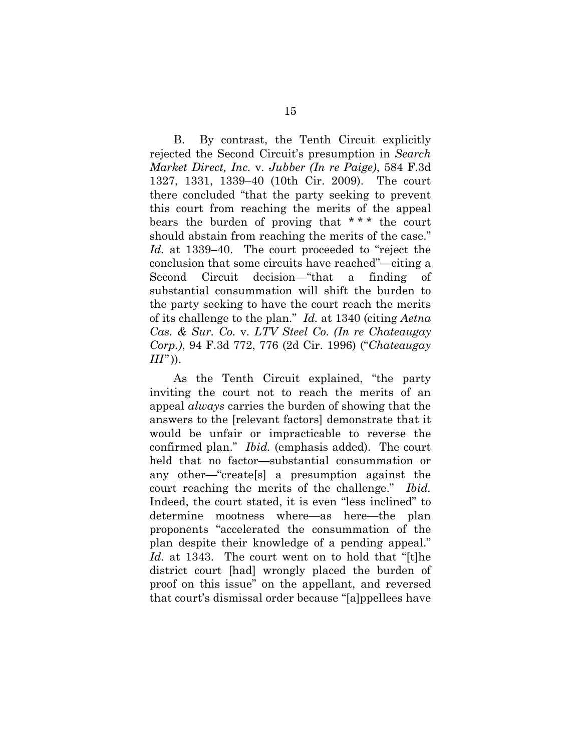B. By contrast, the Tenth Circuit explicitly rejected the Second Circuit's presumption in *Search Market Direct, Inc.* v. *Jubber (In re Paige)*, 584 F.3d 1327, 1331, 1339–40 (10th Cir. 2009). The court there concluded "that the party seeking to prevent this court from reaching the merits of the appeal bears the burden of proving that * * * the court should abstain from reaching the merits of the case." *Id.* at 1339–40. The court proceeded to "reject the conclusion that some circuits have reached"—citing a Second Circuit decision—"that a finding of substantial consummation will shift the burden to the party seeking to have the court reach the merits of its challenge to the plan." *Id.* at 1340 (citing *Aetna Cas. & Sur. Co.* v. *LTV Steel Co. (In re Chateaugay Corp.)*, 94 F.3d 772, 776 (2d Cir. 1996) ("*Chateaugay III*")).

As the Tenth Circuit explained, "the party inviting the court not to reach the merits of an appeal *always* carries the burden of showing that the answers to the [relevant factors] demonstrate that it would be unfair or impracticable to reverse the confirmed plan." *Ibid.* (emphasis added). The court held that no factor—substantial consummation or any other—"create[s] a presumption against the court reaching the merits of the challenge." *Ibid.* Indeed, the court stated, it is even "less inclined" to determine mootness where—as here—the plan proponents "accelerated the consummation of the plan despite their knowledge of a pending appeal." *Id.* at 1343. The court went on to hold that "[t]he district court [had] wrongly placed the burden of proof on this issue" on the appellant, and reversed that court's dismissal order because "[a]ppellees have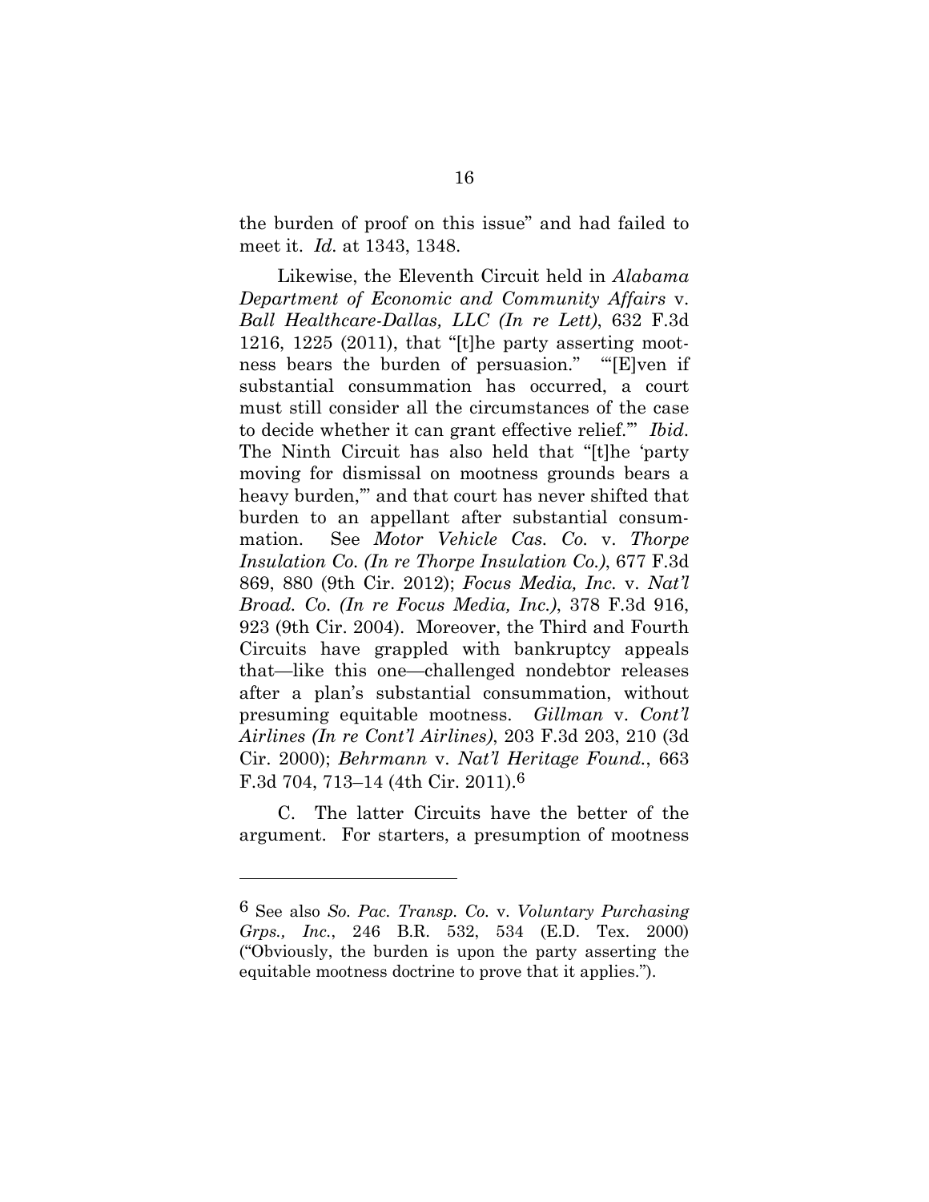the burden of proof on this issue" and had failed to meet it. *Id.* at 1343, 1348.

Likewise, the Eleventh Circuit held in *Alabama Department of Economic and Community Affairs* v. *Ball Healthcare-Dallas, LLC (In re Lett)*, 632 F.3d 1216, 1225 (2011), that "[t]he party asserting mootness bears the burden of persuasion." "'[E]ven if substantial consummation has occurred, a court must still consider all the circumstances of the case to decide whether it can grant effective relief.'" *Ibid.* The Ninth Circuit has also held that "[t]he 'party moving for dismissal on mootness grounds bears a heavy burden,'" and that court has never shifted that burden to an appellant after substantial consummation. See *Motor Vehicle Cas. Co.* v. *Thorpe Insulation Co. (In re Thorpe Insulation Co.)*, 677 F.3d 869, 880 (9th Cir. 2012); *Focus Media, Inc.* v. *Nat'l Broad. Co. (In re Focus Media, Inc.)*, 378 F.3d 916, 923 (9th Cir. 2004). Moreover, the Third and Fourth Circuits have grappled with bankruptcy appeals that—like this one—challenged nondebtor releases after a plan's substantial consummation, without presuming equitable mootness. *Gillman* v. *Cont'l Airlines (In re Cont'l Airlines)*, 203 F.3d 203, 210 (3d Cir. 2000); *Behrmann* v. *Nat'l Heritage Found.*, 663 F.3d 704, 713–14 (4th Cir. 2011).[6]

C. The latter Circuits have the better of the argument. For starters, a presumption of mootness

---

[6] See also *So. Pac. Transp. Co.* v. *Voluntary Purchasing Grps., Inc.*, 246 B.R. 532, 534 (E.D. Tex. 2000) ("Obviously, the burden is upon the party asserting the equitable mootness doctrine to prove that it applies.").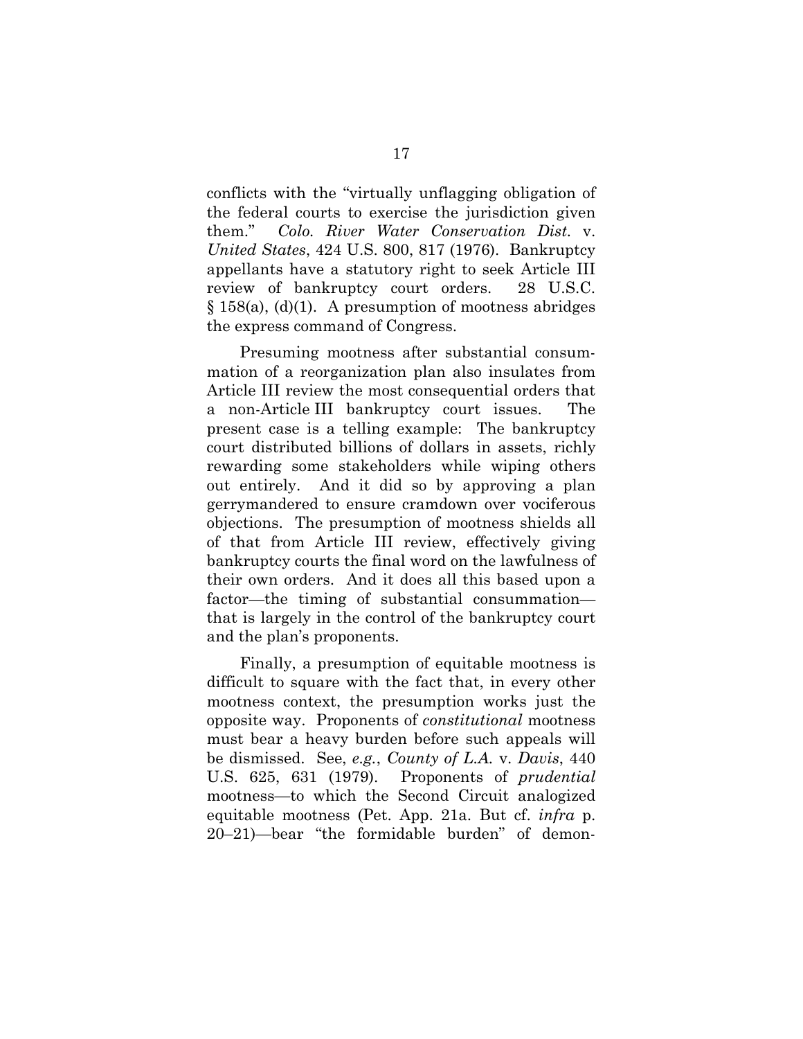conflicts with the "virtually unflagging obligation of the federal courts to exercise the jurisdiction given them." *Colo. River Water Conservation Dist.* v. *United States*, 424 U.S. 800, 817 (1976). Bankruptcy appellants have a statutory right to seek Article III review of bankruptcy court orders. 28 U.S.C. § 158(a), (d)(1). A presumption of mootness abridges the express command of Congress.

Presuming mootness after substantial consummation of a reorganization plan also insulates from Article III review the most consequential orders that a non-Article III bankruptcy court issues. The present case is a telling example: The bankruptcy court distributed billions of dollars in assets, richly rewarding some stakeholders while wiping others out entirely. And it did so by approving a plan gerrymandered to ensure cramdown over vociferous objections. The presumption of mootness shields all of that from Article III review, effectively giving bankruptcy courts the final word on the lawfulness of their own orders. And it does all this based upon a factor—the timing of substantial consummation—that is largely in the control of the bankruptcy court and the plan's proponents.

Finally, a presumption of equitable mootness is difficult to square with the fact that, in every other mootness context, the presumption works just the opposite way. Proponents of *constitutional* mootness must bear a heavy burden before such appeals will be dismissed. See, *e.g.*, *County of L.A.* v. *Davis*, 440 U.S. 625, 631 (1979). Proponents of *prudential* mootness—to which the Second Circuit analogized equitable mootness (Pet. App. 21a. But cf. *infra* p. 20–21)—bear "the formidable burden" of demon-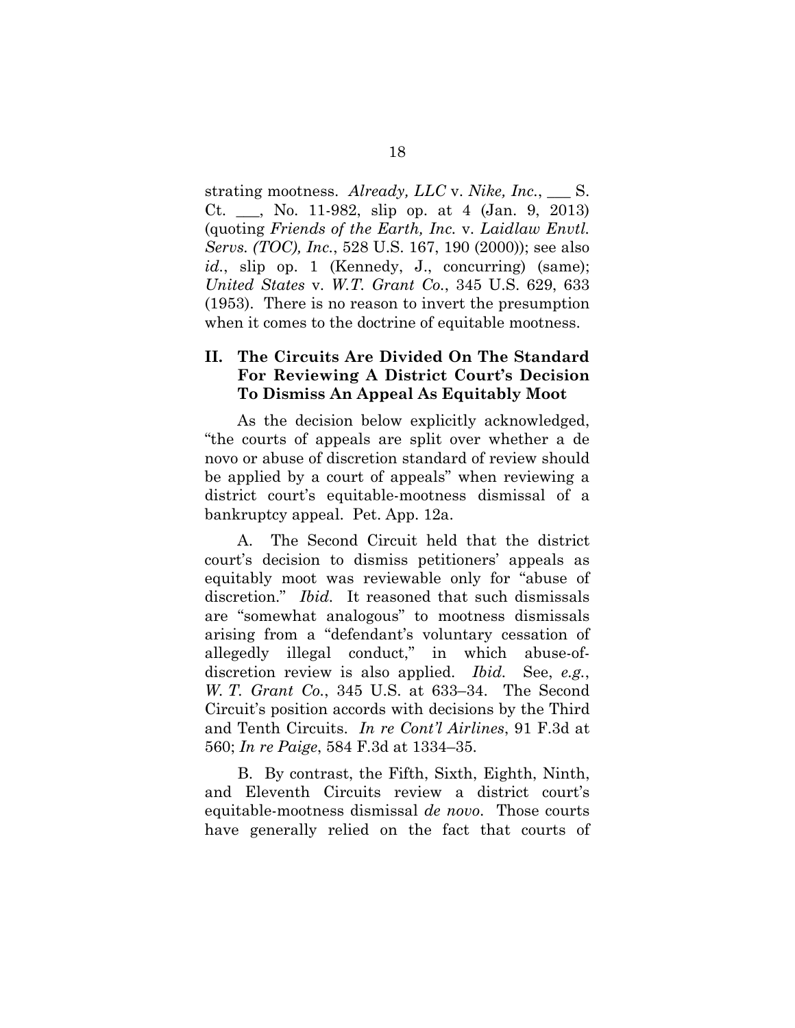strating mootness. *Already, LLC* v. *Nike, Inc.*, ___ S. Ct. ___, No. 11-982, slip op. at 4 (Jan. 9, 2013) (quoting *Friends of the Earth, Inc.* v. *Laidlaw Envtl. Servs. (TOC), Inc.*, 528 U.S. 167, 190 (2000)); see also *id.*, slip op. 1 (Kennedy, J., concurring) (same); *United States* v. *W.T. Grant Co.*, 345 U.S. 629, 633 (1953). There is no reason to invert the presumption when it comes to the doctrine of equitable mootness.

## II. The Circuits Are Divided On The Standard For Reviewing A District Court's Decision To Dismiss An Appeal As Equitably Moot

As the decision below explicitly acknowledged, "the courts of appeals are split over whether a de novo or abuse of discretion standard of review should be applied by a court of appeals" when reviewing a district court's equitable-mootness dismissal of a bankruptcy appeal. Pet. App. 12a.

A. The Second Circuit held that the district court's decision to dismiss petitioners' appeals as equitably moot was reviewable only for "abuse of discretion." *Ibid.* It reasoned that such dismissals are "somewhat analogous" to mootness dismissals arising from a "defendant's voluntary cessation of allegedly illegal conduct," in which abuse-of-discretion review is also applied. *Ibid.* See, *e.g.*, *W. T. Grant Co.*, 345 U.S. at 633–34. The Second Circuit's position accords with decisions by the Third and Tenth Circuits. *In re Cont'l Airlines*, 91 F.3d at 560; *In re Paige*, 584 F.3d at 1334–35.

B. By contrast, the Fifth, Sixth, Eighth, Ninth, and Eleventh Circuits review a district court's equitable-mootness dismissal *de novo*. Those courts have generally relied on the fact that courts of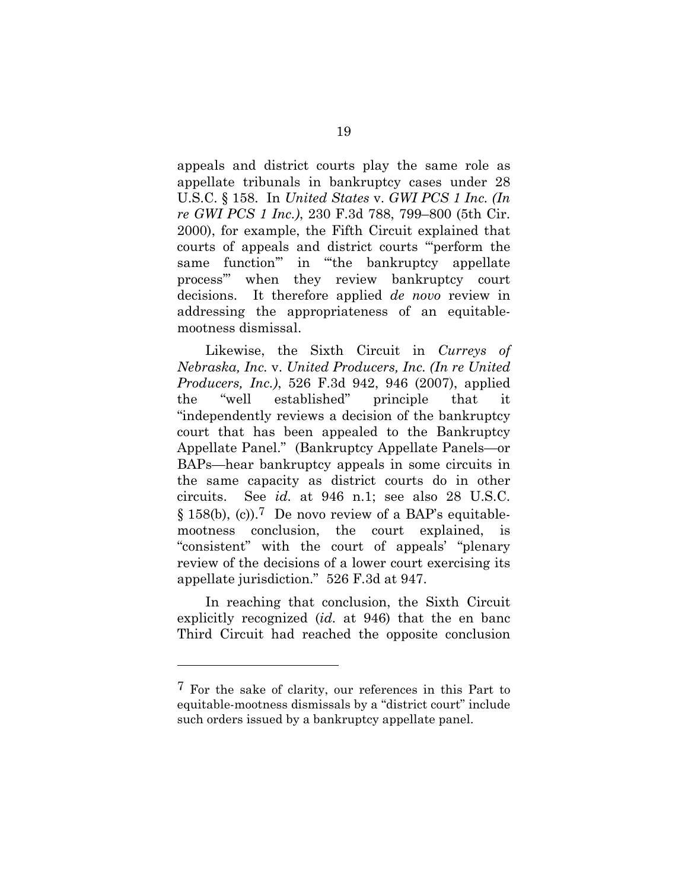appeals and district courts play the same role as appellate tribunals in bankruptcy cases under 28 U.S.C. § 158. In *United States* v. *GWI PCS 1 Inc. (In re GWI PCS 1 Inc.)*, 230 F.3d 788, 799–800 (5th Cir. 2000), for example, the Fifth Circuit explained that courts of appeals and district courts "'perform the same function'" in "'the bankruptcy appellate process'" when they review bankruptcy court decisions. It therefore applied *de novo* review in addressing the appropriateness of an equitable-mootness dismissal.

Likewise, the Sixth Circuit in *Curreys of Nebraska, Inc.* v. *United Producers, Inc. (In re United Producers, Inc.)*, 526 F.3d 942, 946 (2007), applied the "well established" principle that it "independently reviews a decision of the bankruptcy court that has been appealed to the Bankruptcy Appellate Panel." (Bankruptcy Appellate Panels—or BAPs—hear bankruptcy appeals in some circuits in the same capacity as district courts do in other circuits. See *id.* at 946 n.1; see also 28 U.S.C. § 158(b), (c)).[7] De novo review of a BAP's equitable-mootness conclusion, the court explained, is "consistent" with the court of appeals' "plenary review of the decisions of a lower court exercising its appellate jurisdiction." 526 F.3d at 947.

In reaching that conclusion, the Sixth Circuit explicitly recognized (*id.* at 946) that the en banc Third Circuit had reached the opposite conclusion

---

[7] For the sake of clarity, our references in this Part to equitable-mootness dismissals by a "district court" include such orders issued by a bankruptcy appellate panel.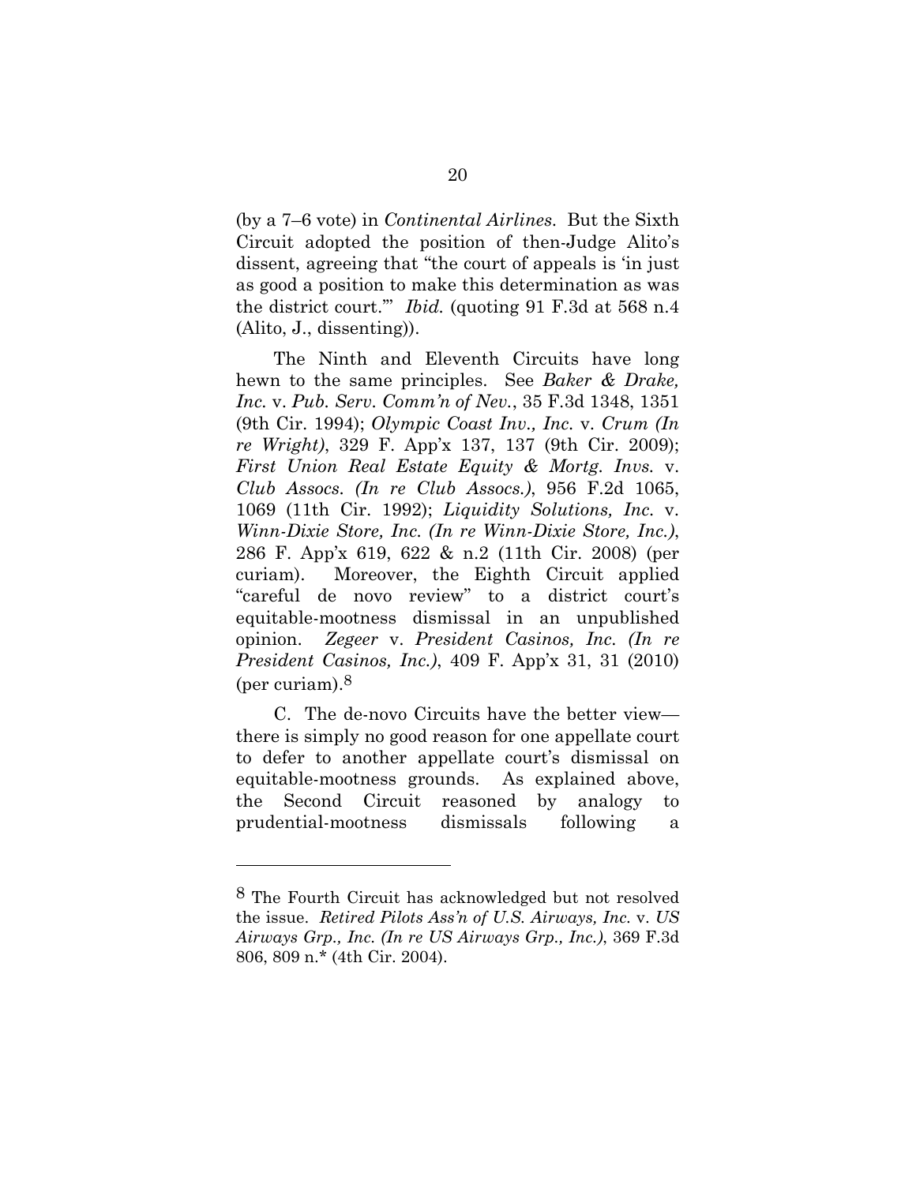(by a 7–6 vote) in *Continental Airlines*. But the Sixth Circuit adopted the position of then-Judge Alito's dissent, agreeing that "the court of appeals is 'in just as good a position to make this determination as was the district court.'" *Ibid.* (quoting 91 F.3d at 568 n.4 (Alito, J., dissenting)).

The Ninth and Eleventh Circuits have long hewn to the same principles. See *Baker & Drake, Inc.* v. *Pub. Serv. Comm'n of Nev.*, 35 F.3d 1348, 1351 (9th Cir. 1994); *Olympic Coast Inv., Inc.* v. *Crum (In re Wright)*, 329 F. App'x 137, 137 (9th Cir. 2009); *First Union Real Estate Equity & Mortg. Invs.* v. *Club Assocs. (In re Club Assocs.)*, 956 F.2d 1065, 1069 (11th Cir. 1992); *Liquidity Solutions, Inc.* v. *Winn-Dixie Store, Inc. (In re Winn-Dixie Store, Inc.)*, 286 F. App'x 619, 622 & n.2 (11th Cir. 2008) (per curiam). Moreover, the Eighth Circuit applied "careful de novo review" to a district court's equitable-mootness dismissal in an unpublished opinion. *Zegeer* v. *President Casinos, Inc. (In re President Casinos, Inc.)*, 409 F. App'x 31, 31 (2010) (per curiam).[8]

C. The de-novo Circuits have the better view—there is simply no good reason for one appellate court to defer to another appellate court's dismissal on equitable-mootness grounds. As explained above, the Second Circuit reasoned by analogy to prudential-mootness dismissals following a

---

[8] The Fourth Circuit has acknowledged but not resolved the issue. *Retired Pilots Ass'n of U.S. Airways, Inc.* v. *US Airways Grp., Inc. (In re US Airways Grp., Inc.)*, 369 F.3d 806, 809 n.* (4th Cir. 2004).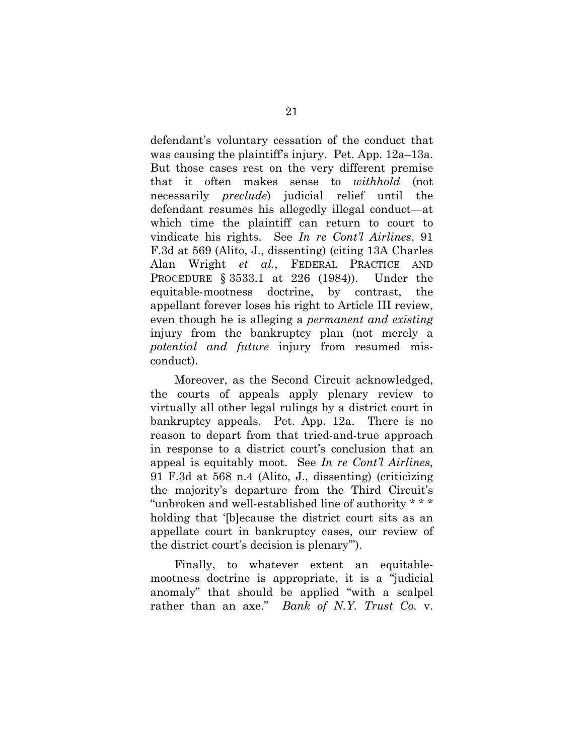defendant's voluntary cessation of the conduct that was causing the plaintiff's injury. Pet. App. 12a–13a. But those cases rest on the very different premise that it often makes sense to *withhold* (not necessarily *preclude*) judicial relief until the defendant resumes his allegedly illegal conduct—at which time the plaintiff can return to court to vindicate his rights. See *In re Cont'l Airlines*, 91 F.3d at 569 (Alito, J., dissenting) (citing 13A Charles Alan Wright *et al.*, FEDERAL PRACTICE AND PROCEDURE § 3533.1 at 226 (1984)). Under the equitable-mootness doctrine, by contrast, the appellant forever loses his right to Article III review, even though he is alleging a *permanent and existing* injury from the bankruptcy plan (not merely a *potential and future* injury from resumed misconduct).

Moreover, as the Second Circuit acknowledged, the courts of appeals apply plenary review to virtually all other legal rulings by a district court in bankruptcy appeals. Pet. App. 12a. There is no reason to depart from that tried-and-true approach in response to a district court's conclusion that an appeal is equitably moot. See *In re Cont'l Airlines*, 91 F.3d at 568 n.4 (Alito, J., dissenting) (criticizing the majority's departure from the Third Circuit's "unbroken and well-established line of authority * * * holding that '[b]ecause the district court sits as an appellate court in bankruptcy cases, our review of the district court's decision is plenary'").

Finally, to whatever extent an equitable-mootness doctrine is appropriate, it is a "judicial anomaly" that should be applied "with a scalpel rather than an axe." *Bank of N.Y. Trust Co.* v.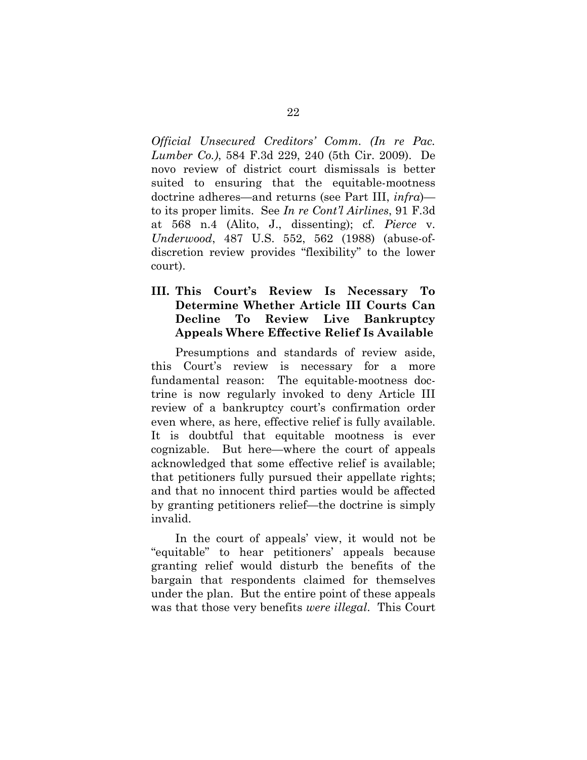*Official Unsecured Creditors' Comm. (In re Pac. Lumber Co.)*, 584 F.3d 229, 240 (5th Cir. 2009). De novo review of district court dismissals is better suited to ensuring that the equitable-mootness doctrine adheres—and returns (see Part III, *infra*)—to its proper limits. See *In re Cont'l Airlines*, 91 F.3d at 568 n.4 (Alito, J., dissenting); cf. *Pierce* v. *Underwood*, 487 U.S. 552, 562 (1988) (abuse-of-discretion review provides "flexibility" to the lower court).

### III. This Court's Review Is Necessary To Determine Whether Article III Courts Can Decline To Review Live Bankruptcy Appeals Where Effective Relief Is Available

Presumptions and standards of review aside, this Court's review is necessary for a more fundamental reason: The equitable-mootness doctrine is now regularly invoked to deny Article III review of a bankruptcy court's confirmation order even where, as here, effective relief is fully available. It is doubtful that equitable mootness is ever cognizable. But here—where the court of appeals acknowledged that some effective relief is available; that petitioners fully pursued their appellate rights; and that no innocent third parties would be affected by granting petitioners relief—the doctrine is simply invalid.

In the court of appeals' view, it would not be "equitable" to hear petitioners' appeals because granting relief would disturb the benefits of the bargain that respondents claimed for themselves under the plan. But the entire point of these appeals was that those very benefits *were illegal*. This Court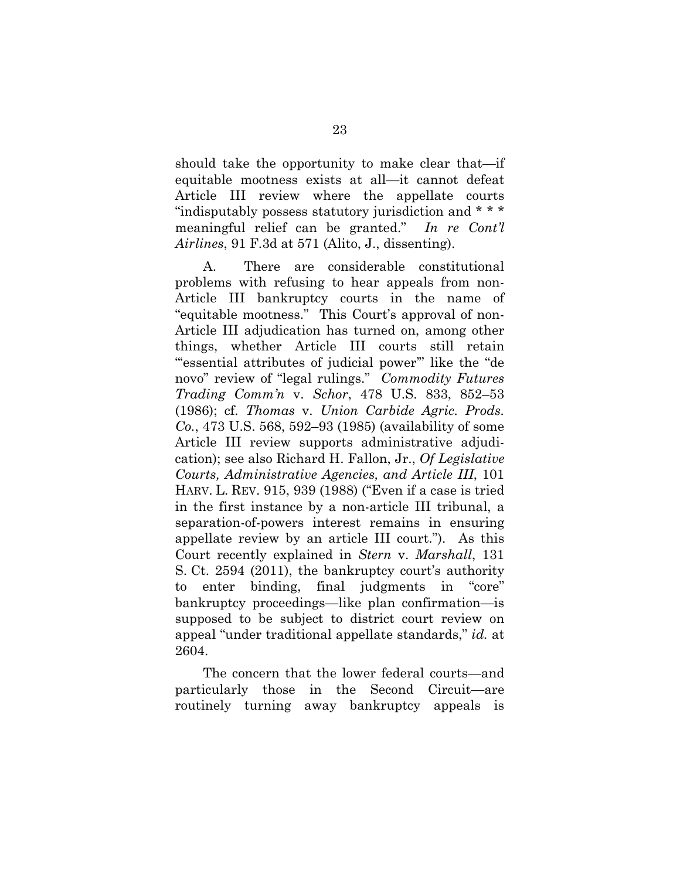should take the opportunity to make clear that—if equitable mootness exists at all—it cannot defeat Article III review where the appellate courts "indisputably possess statutory jurisdiction and * * * meaningful relief can be granted." *In re Cont'l Airlines*, 91 F.3d at 571 (Alito, J., dissenting).

A. There are considerable constitutional problems with refusing to hear appeals from non-Article III bankruptcy courts in the name of "equitable mootness." This Court's approval of non-Article III adjudication has turned on, among other things, whether Article III courts still retain "'essential attributes of judicial power'" like the "de novo" review of "legal rulings." *Commodity Futures Trading Comm'n* v. *Schor*, 478 U.S. 833, 852–53 (1986); cf. *Thomas* v. *Union Carbide Agric. Prods. Co.*, 473 U.S. 568, 592–93 (1985) (availability of some Article III review supports administrative adjudication); see also Richard H. Fallon, Jr., *Of Legislative Courts, Administrative Agencies, and Article III*, 101 HARV. L. REV. 915, 939 (1988) ("Even if a case is tried in the first instance by a non-article III tribunal, a separation-of-powers interest remains in ensuring appellate review by an article III court."). As this Court recently explained in *Stern* v. *Marshall*, 131 S. Ct. 2594 (2011), the bankruptcy court's authority to enter binding, final judgments in "core" bankruptcy proceedings—like plan confirmation—is supposed to be subject to district court review on appeal "under traditional appellate standards," *id.* at 2604.

The concern that the lower federal courts—and particularly those in the Second Circuit—are routinely turning away bankruptcy appeals is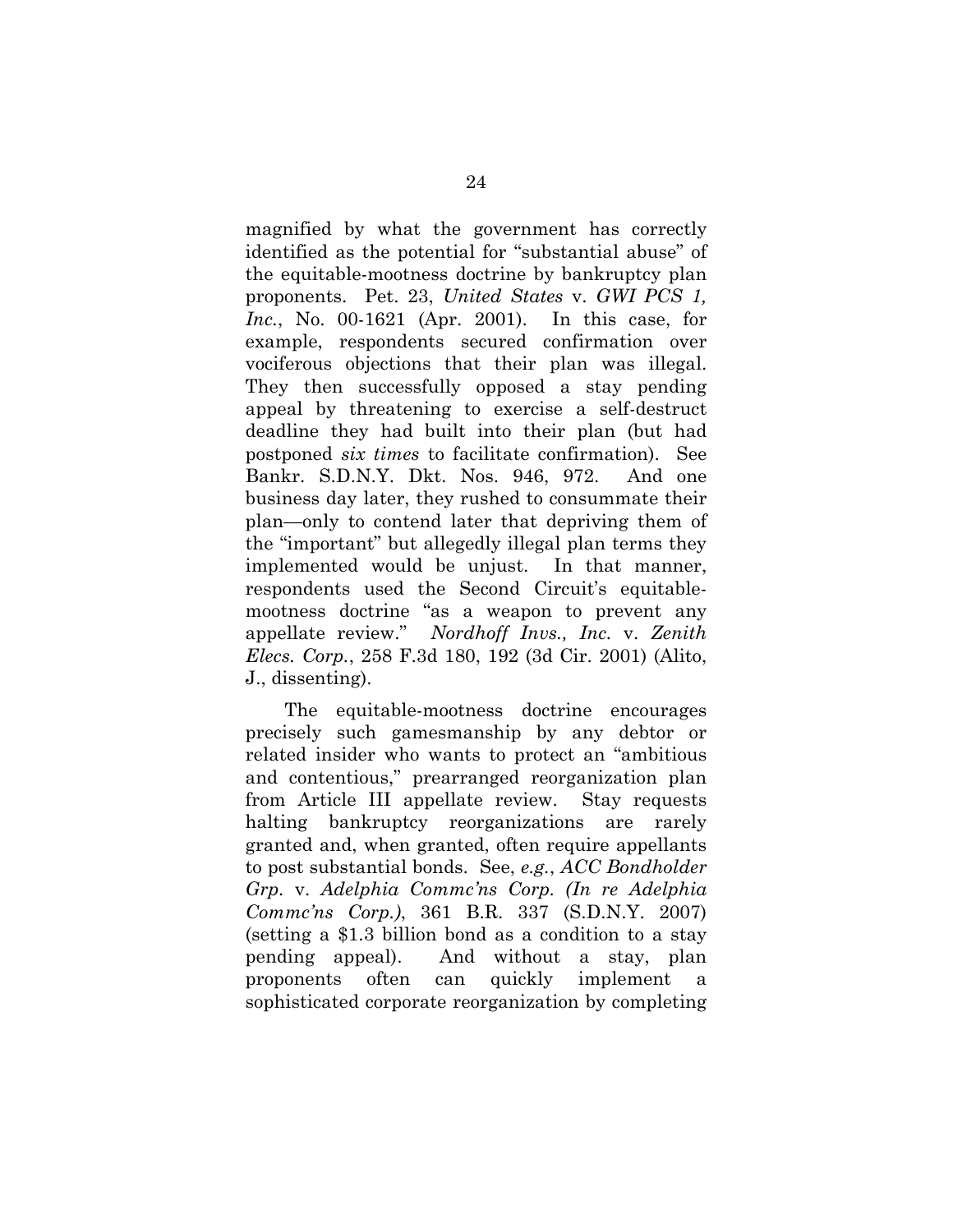magnified by what the government has correctly identified as the potential for "substantial abuse" of the equitable-mootness doctrine by bankruptcy plan proponents. Pet. 23, *United States* v. *GWI PCS 1, Inc.*, No. 00-1621 (Apr. 2001). In this case, for example, respondents secured confirmation over vociferous objections that their plan was illegal. They then successfully opposed a stay pending appeal by threatening to exercise a self-destruct deadline they had built into their plan (but had postponed *six times* to facilitate confirmation). See Bankr. S.D.N.Y. Dkt. Nos. 946, 972. And one business day later, they rushed to consummate their plan—only to contend later that depriving them of the "important" but allegedly illegal plan terms they implemented would be unjust. In that manner, respondents used the Second Circuit's equitable-mootness doctrine "as a weapon to prevent any appellate review." *Nordhoff Invs., Inc.* v. *Zenith Elecs. Corp.*, 258 F.3d 180, 192 (3d Cir. 2001) (Alito, J., dissenting).

The equitable-mootness doctrine encourages precisely such gamesmanship by any debtor or related insider who wants to protect an "ambitious and contentious," prearranged reorganization plan from Article III appellate review. Stay requests halting bankruptcy reorganizations are rarely granted and, when granted, often require appellants to post substantial bonds. See, *e.g.*, *ACC Bondholder Grp.* v. *Adelphia Commc'ns Corp. (In re Adelphia Commc'ns Corp.)*, 361 B.R. 337 (S.D.N.Y. 2007) (setting a $1.3 billion bond as a condition to a stay pending appeal). And without a stay, plan proponents often can quickly implement a sophisticated corporate reorganization by completing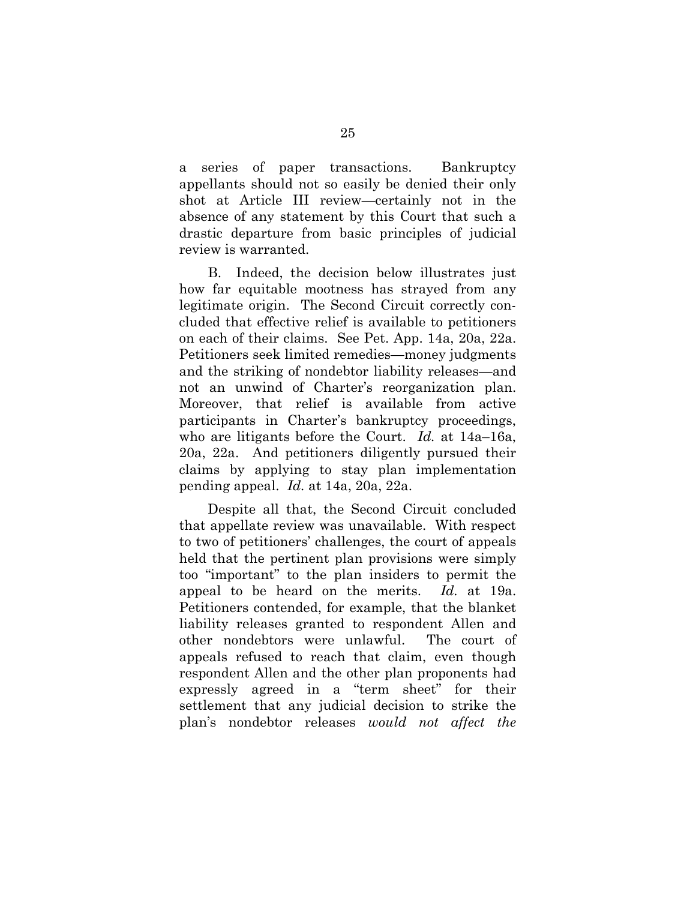a series of paper transactions. Bankruptcy appellants should not so easily be denied their only shot at Article III review—certainly not in the absence of any statement by this Court that such a drastic departure from basic principles of judicial review is warranted.

B. Indeed, the decision below illustrates just how far equitable mootness has strayed from any legitimate origin. The Second Circuit correctly concluded that effective relief is available to petitioners on each of their claims. See Pet. App. 14a, 20a, 22a. Petitioners seek limited remedies—money judgments and the striking of nondebtor liability releases—and not an unwind of Charter's reorganization plan. Moreover, that relief is available from active participants in Charter's bankruptcy proceedings, who are litigants before the Court. *Id.* at 14a–16a, 20a, 22a. And petitioners diligently pursued their claims by applying to stay plan implementation pending appeal. *Id.* at 14a, 20a, 22a.

Despite all that, the Second Circuit concluded that appellate review was unavailable. With respect to two of petitioners' challenges, the court of appeals held that the pertinent plan provisions were simply too "important" to the plan insiders to permit the appeal to be heard on the merits. *Id.* at 19a. Petitioners contended, for example, that the blanket liability releases granted to respondent Allen and other nondebtors were unlawful. The court of appeals refused to reach that claim, even though respondent Allen and the other plan proponents had expressly agreed in a "term sheet" for their settlement that any judicial decision to strike the plan's nondebtor releases *would not affect the*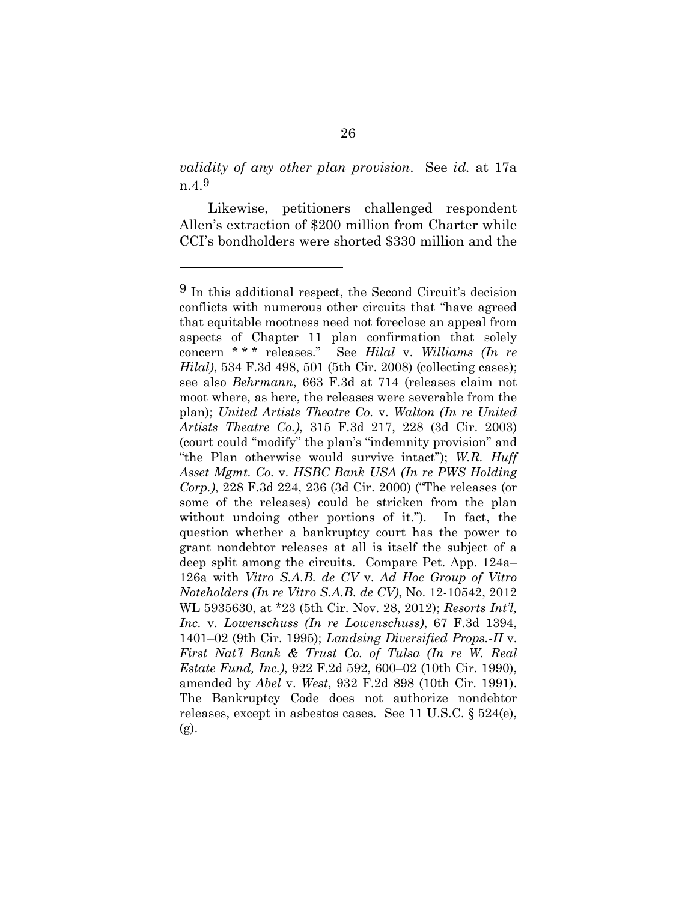*validity of any other plan provision*. See *id.* at 17a n.4.[9]

Likewise, petitioners challenged respondent Allen's extraction of $200 million from Charter while CCI's bondholders were shorted $330 million and the

---

[9] In this additional respect, the Second Circuit's decision conflicts with numerous other circuits that "have agreed that equitable mootness need not foreclose an appeal from aspects of Chapter 11 plan confirmation that solely concern * * * releases." See *Hilal* v. *Williams (In re Hilal)*, 534 F.3d 498, 501 (5th Cir. 2008) (collecting cases); see also *Behrmann*, 663 F.3d at 714 (releases claim not moot where, as here, the releases were severable from the plan); *United Artists Theatre Co.* v. *Walton (In re United Artists Theatre Co.)*, 315 F.3d 217, 228 (3d Cir. 2003) (court could "modify" the plan's "indemnity provision" and "the Plan otherwise would survive intact"); *W.R. Huff Asset Mgmt. Co.* v. *HSBC Bank USA (In re PWS Holding Corp.)*, 228 F.3d 224, 236 (3d Cir. 2000) ("The releases (or some of the releases) could be stricken from the plan without undoing other portions of it."). In fact, the question whether a bankruptcy court has the power to grant nondebtor releases at all is itself the subject of a deep split among the circuits. Compare Pet. App. 124a–126a with *Vitro S.A.B. de CV* v. *Ad Hoc Group of Vitro Noteholders (In re Vitro S.A.B. de CV)*, No. 12-10542, 2012 WL 5935630, at *23 (5th Cir. Nov. 28, 2012); *Resorts Int'l, Inc.* v. *Lowenschuss (In re Lowenschuss)*, 67 F.3d 1394, 1401–02 (9th Cir. 1995); *Landsing Diversified Props.-II* v. *First Nat'l Bank & Trust Co. of Tulsa (In re W. Real Estate Fund, Inc.)*, 922 F.2d 592, 600–02 (10th Cir. 1990), amended by *Abel* v. *West*, 932 F.2d 898 (10th Cir. 1991). The Bankruptcy Code does not authorize nondebtor releases, except in asbestos cases. See 11 U.S.C. § 524(e), (g).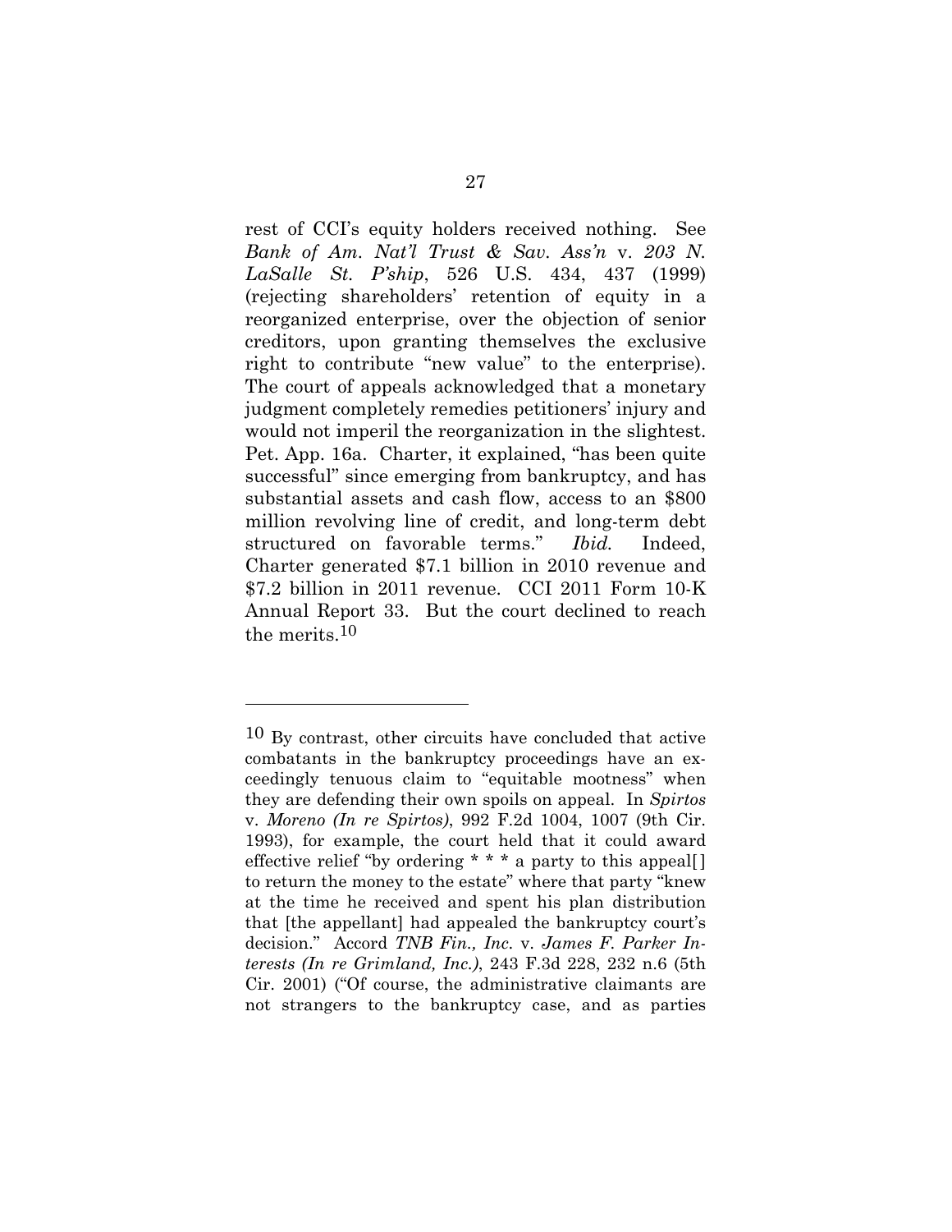rest of CCI's equity holders received nothing. See *Bank of Am. Nat'l Trust & Sav. Ass'n* v. *203 N. LaSalle St. P'ship*, 526 U.S. 434, 437 (1999) (rejecting shareholders' retention of equity in a reorganized enterprise, over the objection of senior creditors, upon granting themselves the exclusive right to contribute "new value" to the enterprise). The court of appeals acknowledged that a monetary judgment completely remedies petitioners' injury and would not imperil the reorganization in the slightest. Pet. App. 16a. Charter, it explained, "has been quite successful" since emerging from bankruptcy, and has substantial assets and cash flow, access to an $800 million revolving line of credit, and long-term debt structured on favorable terms." *Ibid.* Indeed, Charter generated $7.1 billion in 2010 revenue and $7.2 billion in 2011 revenue. CCI 2011 Form 10-K Annual Report 33. But the court declined to reach the merits.[10]

---

[10] By contrast, other circuits have concluded that active combatants in the bankruptcy proceedings have an exceedingly tenuous claim to "equitable mootness" when they are defending their own spoils on appeal. In *Spirtos* v. *Moreno (In re Spirtos)*, 992 F.2d 1004, 1007 (9th Cir. 1993), for example, the court held that it could award effective relief "by ordering * * * a party to this appeal[] to return the money to the estate" where that party "knew at the time he received and spent his plan distribution that [the appellant] had appealed the bankruptcy court's decision." Accord *TNB Fin., Inc.* v. *James F. Parker Interests (In re Grimland, Inc.)*, 243 F.3d 228, 232 n.6 (5th Cir. 2001) ("Of course, the administrative claimants are not strangers to the bankruptcy case, and as parties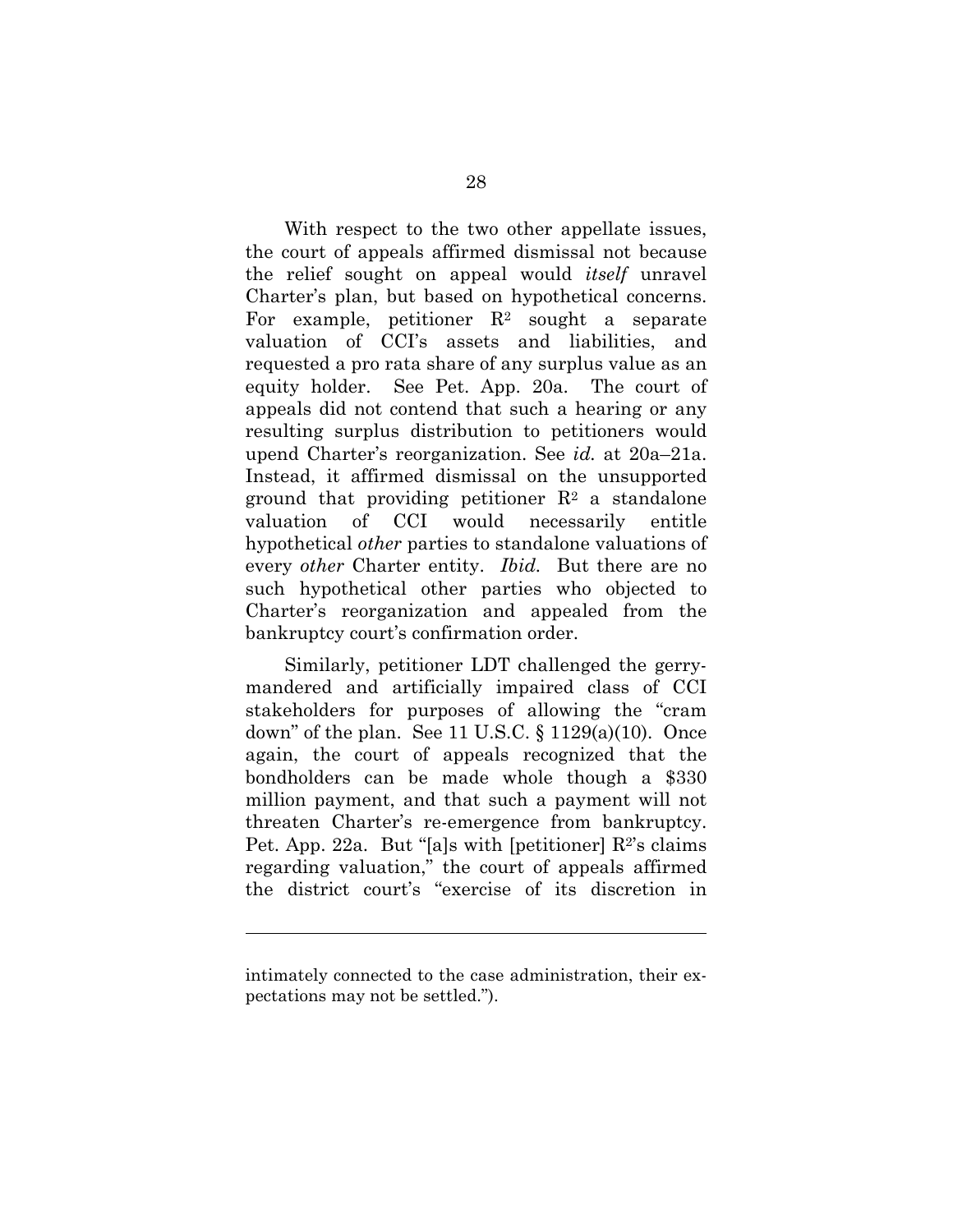With respect to the two other appellate issues, the court of appeals affirmed dismissal not because the relief sought on appeal would *itself* unravel Charter's plan, but based on hypothetical concerns. For example, petitioner $R^2$ sought a separate valuation of CCI's assets and liabilities, and requested a pro rata share of any surplus value as an equity holder. See Pet. App. 20a. The court of appeals did not contend that such a hearing or any resulting surplus distribution to petitioners would upend Charter's reorganization. See *id.* at 20a–21a. Instead, it affirmed dismissal on the unsupported ground that providing petitioner $R^2$ a standalone valuation of CCI would necessarily entitle hypothetical *other* parties to standalone valuations of every *other* Charter entity. *Ibid.* But there are no such hypothetical other parties who objected to Charter's reorganization and appealed from the bankruptcy court's confirmation order.

Similarly, petitioner LDT challenged the gerrymandered and artificially impaired class of CCI stakeholders for purposes of allowing the "cram down" of the plan. See 11 U.S.C. § 1129(a)(10). Once again, the court of appeals recognized that the bondholders can be made whole though a $330 million payment, and that such a payment will not threaten Charter's re-emergence from bankruptcy. Pet. App. 22a. But "[a]s with [petitioner] $R^2$'s claims regarding valuation," the court of appeals affirmed the district court's "exercise of its discretion in

---

intimately connected to the case administration, their expectations may not be settled.").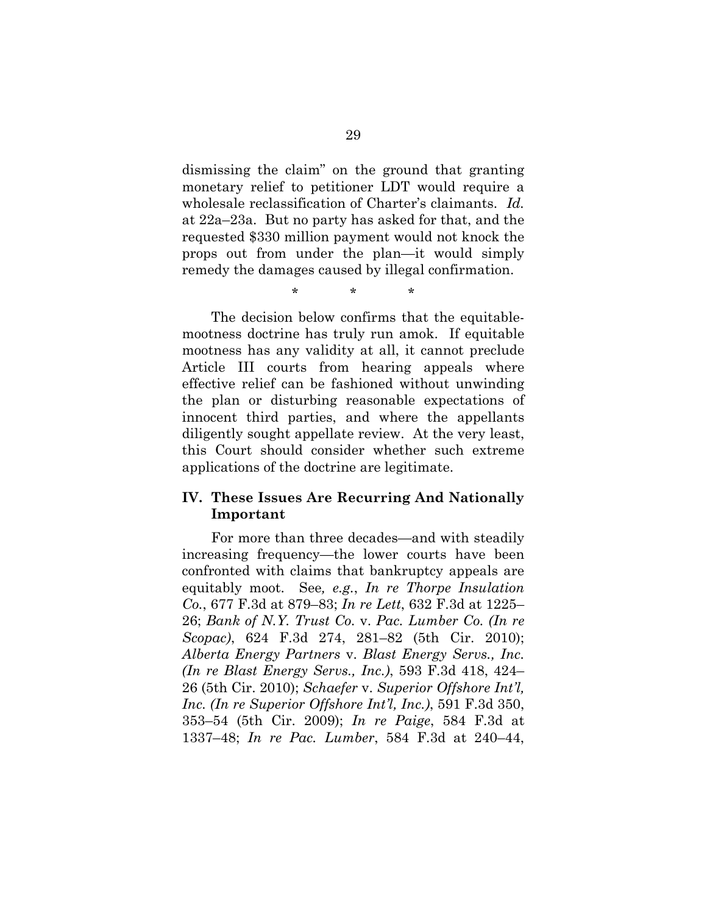dismissing the claim" on the ground that granting monetary relief to petitioner LDT would require a wholesale reclassification of Charter's claimants. *Id.* at 22a–23a. But no party has asked for that, and the requested $330 million payment would not knock the props out from under the plan—it would simply remedy the damages caused by illegal confirmation.

\* \* \*

The decision below confirms that the equitable-mootness doctrine has truly run amok. If equitable mootness has any validity at all, it cannot preclude Article III courts from hearing appeals where effective relief can be fashioned without unwinding the plan or disturbing reasonable expectations of innocent third parties, and where the appellants diligently sought appellate review. At the very least, this Court should consider whether such extreme applications of the doctrine are legitimate.

## IV. These Issues Are Recurring And Nationally Important

For more than three decades—and with steadily increasing frequency—the lower courts have been confronted with claims that bankruptcy appeals are equitably moot. See*, e.g.*, *In re Thorpe Insulation Co.*, 677 F.3d at 879–83; *In re Lett*, 632 F.3d at 1225–26; *Bank of N.Y. Trust Co.* v. *Pac. Lumber Co. (In re Scopac)*, 624 F.3d 274, 281–82 (5th Cir. 2010); *Alberta Energy Partners* v. *Blast Energy Servs., Inc. (In re Blast Energy Servs., Inc.)*, 593 F.3d 418, 424–26 (5th Cir. 2010); *Schaefer* v. *Superior Offshore Int'l, Inc. (In re Superior Offshore Int'l, Inc.)*, 591 F.3d 350, 353–54 (5th Cir. 2009); *In re Paige*, 584 F.3d at 1337–48; *In re Pac. Lumber*, 584 F.3d at 240–44,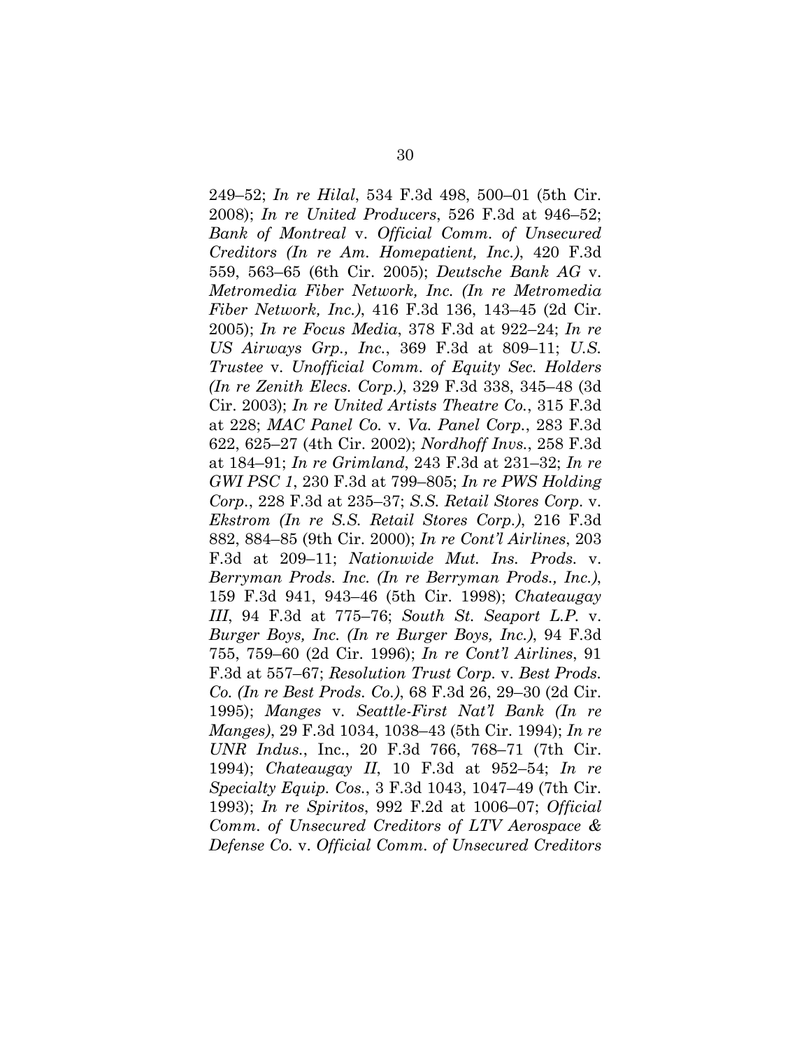249–52; *In re Hilal*, 534 F.3d 498, 500–01 (5th Cir. 2008); *In re United Producers*, 526 F.3d at 946–52; *Bank of Montreal* v. *Official Comm. of Unsecured Creditors (In re Am. Homepatient, Inc.)*, 420 F.3d 559, 563–65 (6th Cir. 2005); *Deutsche Bank AG* v. *Metromedia Fiber Network, Inc. (In re Metromedia Fiber Network, Inc.)*, 416 F.3d 136, 143–45 (2d Cir. 2005); *In re Focus Media*, 378 F.3d at 922–24; *In re US Airways Grp., Inc.*, 369 F.3d at 809–11; *U.S. Trustee* v. *Unofficial Comm. of Equity Sec. Holders (In re Zenith Elecs. Corp.)*, 329 F.3d 338, 345–48 (3d Cir. 2003); *In re United Artists Theatre Co.*, 315 F.3d at 228; *MAC Panel Co.* v. *Va. Panel Corp.*, 283 F.3d 622, 625–27 (4th Cir. 2002); *Nordhoff Invs.*, 258 F.3d at 184–91; *In re Grimland*, 243 F.3d at 231–32; *In re GWI PSC 1*, 230 F.3d at 799–805; *In re PWS Holding Corp.*, 228 F.3d at 235–37; *S.S. Retail Stores Corp.* v. *Ekstrom (In re S.S. Retail Stores Corp.)*, 216 F.3d 882, 884–85 (9th Cir. 2000); *In re Cont'l Airlines*, 203 F.3d at 209–11; *Nationwide Mut. Ins. Prods.* v. *Berryman Prods. Inc. (In re Berryman Prods., Inc.)*, 159 F.3d 941, 943–46 (5th Cir. 1998); *Chateaugay III*, 94 F.3d at 775–76; *South St. Seaport L.P.* v. *Burger Boys, Inc. (In re Burger Boys, Inc.)*, 94 F.3d 755, 759–60 (2d Cir. 1996); *In re Cont'l Airlines*, 91 F.3d at 557–67; *Resolution Trust Corp.* v. *Best Prods. Co. (In re Best Prods. Co.)*, 68 F.3d 26, 29–30 (2d Cir. 1995); *Manges* v. *Seattle-First Nat'l Bank (In re Manges)*, 29 F.3d 1034, 1038–43 (5th Cir. 1994); *In re UNR Indus.*, Inc., 20 F.3d 766, 768–71 (7th Cir. 1994); *Chateaugay II*, 10 F.3d at 952–54; *In re Specialty Equip. Cos.*, 3 F.3d 1043, 1047–49 (7th Cir. 1993); *In re Spiritos*, 992 F.2d at 1006–07; *Official Comm. of Unsecured Creditors of LTV Aerospace & Defense Co.* v. *Official Comm. of Unsecured Creditors*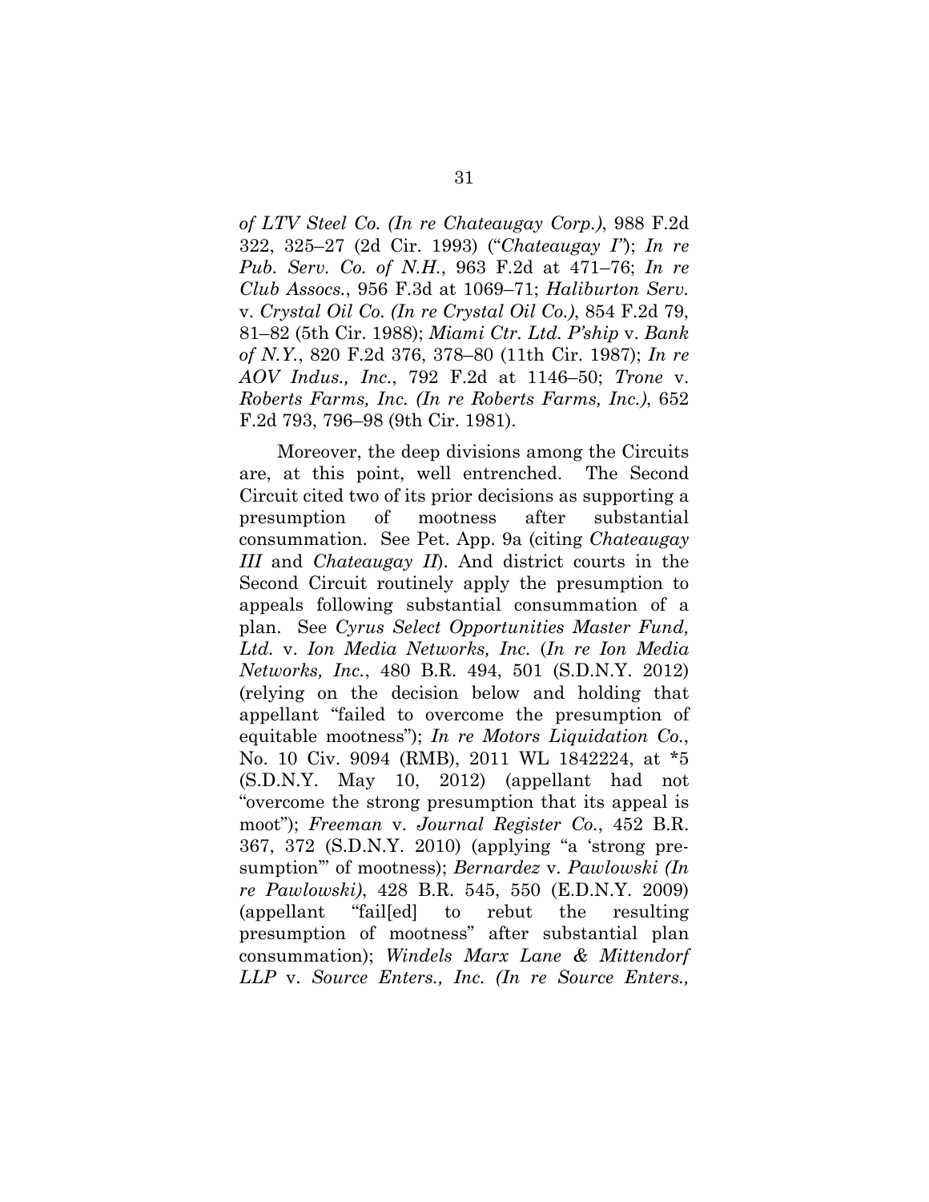*of LTV Steel Co. (In re Chateaugay Corp.)*, 988 F.2d 322, 325–27 (2d Cir. 1993) ("*Chateaugay I*"); *In re Pub. Serv. Co. of N.H.*, 963 F.2d at 471–76; *In re Club Assocs.*, 956 F.3d at 1069–71; *Haliburton Serv.* v. *Crystal Oil Co. (In re Crystal Oil Co.)*, 854 F.2d 79, 81–82 (5th Cir. 1988); *Miami Ctr. Ltd. P'ship* v. *Bank of N.Y.*, 820 F.2d 376, 378–80 (11th Cir. 1987); *In re AOV Indus., Inc.*, 792 F.2d at 1146–50; *Trone* v. *Roberts Farms, Inc. (In re Roberts Farms, Inc.)*, 652 F.2d 793, 796–98 (9th Cir. 1981).

Moreover, the deep divisions among the Circuits are, at this point, well entrenched. The Second Circuit cited two of its prior decisions as supporting a presumption of mootness after substantial consummation. See Pet. App. 9a (citing *Chateaugay III* and *Chateaugay II*). And district courts in the Second Circuit routinely apply the presumption to appeals following substantial consummation of a plan. See *Cyrus Select Opportunities Master Fund, Ltd.* v. *Ion Media Networks, Inc.* (*In re Ion Media Networks, Inc.*, 480 B.R. 494, 501 (S.D.N.Y. 2012) (relying on the decision below and holding that appellant "failed to overcome the presumption of equitable mootness"); *In re Motors Liquidation Co.*, No. 10 Civ. 9094 (RMB), 2011 WL 1842224, at *5 (S.D.N.Y. May 10, 2012) (appellant had not "overcome the strong presumption that its appeal is moot"); *Freeman* v. *Journal Register Co.*, 452 B.R. 367, 372 (S.D.N.Y. 2010) (applying "a 'strong presumption'" of mootness); *Bernardez* v. *Pawlowski (In re Pawlowski)*, 428 B.R. 545, 550 (E.D.N.Y. 2009) (appellant "fail[ed] to rebut the resulting presumption of mootness" after substantial plan consummation); *Windels Marx Lane & Mittendorf LLP* v. *Source Enters., Inc. (In re Source Enters.,*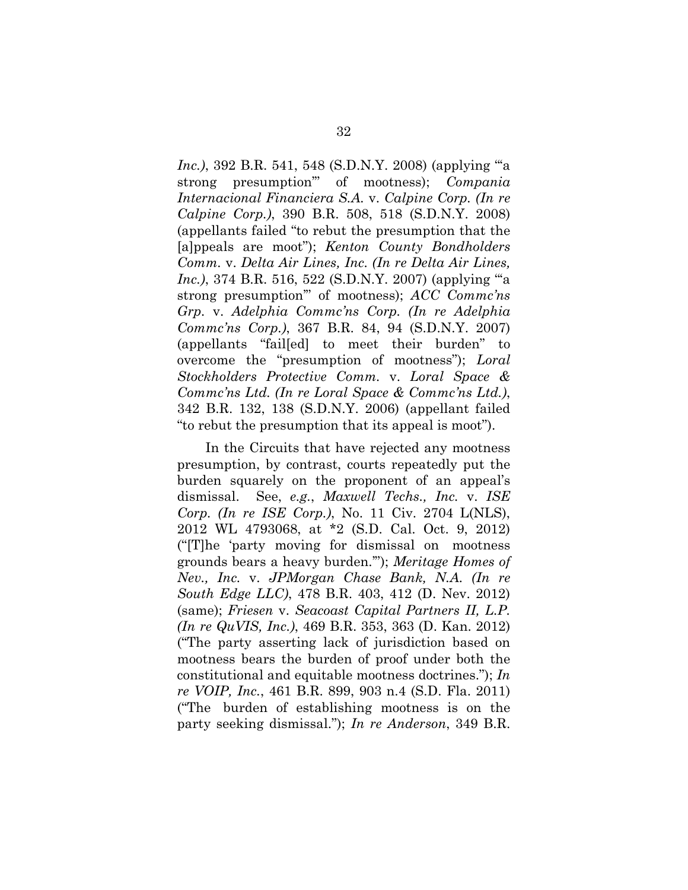*Inc.)*, 392 B.R. 541, 548 (S.D.N.Y. 2008) (applying "'a strong presumption'" of mootness); *Compania Internacional Financiera S.A.* v. *Calpine Corp. (In re Calpine Corp.)*, 390 B.R. 508, 518 (S.D.N.Y. 2008) (appellants failed "to rebut the presumption that the [a]ppeals are moot"); *Kenton County Bondholders Comm.* v. *Delta Air Lines, Inc. (In re Delta Air Lines, Inc.)*, 374 B.R. 516, 522 (S.D.N.Y. 2007) (applying "'a strong presumption'" of mootness); *ACC Commc'ns Grp.* v. *Adelphia Commc'ns Corp. (In re Adelphia Commc'ns Corp.)*, 367 B.R. 84, 94 (S.D.N.Y. 2007) (appellants "fail[ed] to meet their burden" to overcome the "presumption of mootness"); *Loral Stockholders Protective Comm.* v. *Loral Space & Commc'ns Ltd. (In re Loral Space & Commc'ns Ltd.)*, 342 B.R. 132, 138 (S.D.N.Y. 2006) (appellant failed "to rebut the presumption that its appeal is moot").

In the Circuits that have rejected any mootness presumption, by contrast, courts repeatedly put the burden squarely on the proponent of an appeal's dismissal. See, *e.g.*, *Maxwell Techs., Inc.* v. *ISE Corp. (In re ISE Corp.)*, No. 11 Civ. 2704 L(NLS), 2012 WL 4793068, at *2 (S.D. Cal. Oct. 9, 2012) ("[T]he 'party moving for dismissal on mootness grounds bears a heavy burden.'"); *Meritage Homes of Nev., Inc.* v. *JPMorgan Chase Bank, N.A. (In re South Edge LLC)*, 478 B.R. 403, 412 (D. Nev. 2012) (same); *Friesen* v. *Seacoast Capital Partners II, L.P. (In re QuVIS, Inc.)*, 469 B.R. 353, 363 (D. Kan. 2012) ("The party asserting lack of jurisdiction based on mootness bears the burden of proof under both the constitutional and equitable mootness doctrines."); *In re VOIP, Inc.*, 461 B.R. 899, 903 n.4 (S.D. Fla. 2011) ("The burden of establishing mootness is on the party seeking dismissal."); *In re Anderson*, 349 B.R.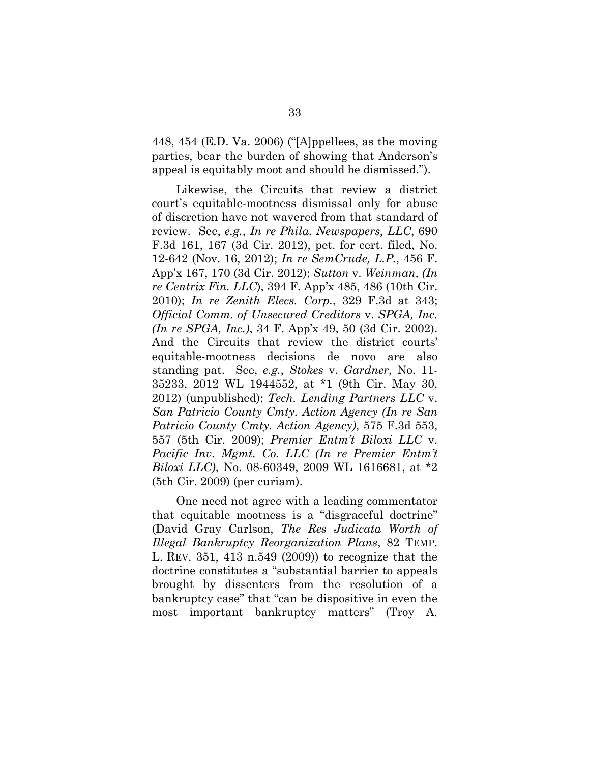448, 454 (E.D. Va. 2006) ("[A]ppellees, as the moving parties, bear the burden of showing that Anderson's appeal is equitably moot and should be dismissed.").

Likewise, the Circuits that review a district court's equitable-mootness dismissal only for abuse of discretion have not wavered from that standard of review. See, *e.g.*, *In re Phila. Newspapers, LLC*, 690 F.3d 161, 167 (3d Cir. 2012), pet. for cert. filed, No. 12-642 (Nov. 16, 2012); *In re SemCrude, L.P.*, 456 F. App'x 167, 170 (3d Cir. 2012); *Sutton* v. *Weinman, (In re Centrix Fin. LLC*), 394 F. App'x 485, 486 (10th Cir. 2010); *In re Zenith Elecs. Corp.*, 329 F.3d at 343; *Official Comm. of Unsecured Creditors* v. *SPGA, Inc. (In re SPGA, Inc.)*, 34 F. App'x 49, 50 (3d Cir. 2002). And the Circuits that review the district courts' equitable-mootness decisions de novo are also standing pat. See, *e.g.*, *Stokes* v. *Gardner*, No. 11-35233, 2012 WL 1944552, at \*1 (9th Cir. May 30, 2012) (unpublished); *Tech. Lending Partners LLC* v. *San Patricio County Cmty. Action Agency (In re San Patricio County Cmty. Action Agency)*, 575 F.3d 553, 557 (5th Cir. 2009); *Premier Entm't Biloxi LLC* v. *Pacific Inv. Mgmt. Co. LLC (In re Premier Entm't Biloxi LLC)*, No. 08-60349, 2009 WL 1616681, at \*2 (5th Cir. 2009) (per curiam).

One need not agree with a leading commentator that equitable mootness is a "disgraceful doctrine" (David Gray Carlson, *The Res Judicata Worth of Illegal Bankruptcy Reorganization Plans*, 82 TEMP. L. REV. 351, 413 n.549 (2009)) to recognize that the doctrine constitutes a "substantial barrier to appeals brought by dissenters from the resolution of a bankruptcy case" that "can be dispositive in even the most important bankruptcy matters" (Troy A.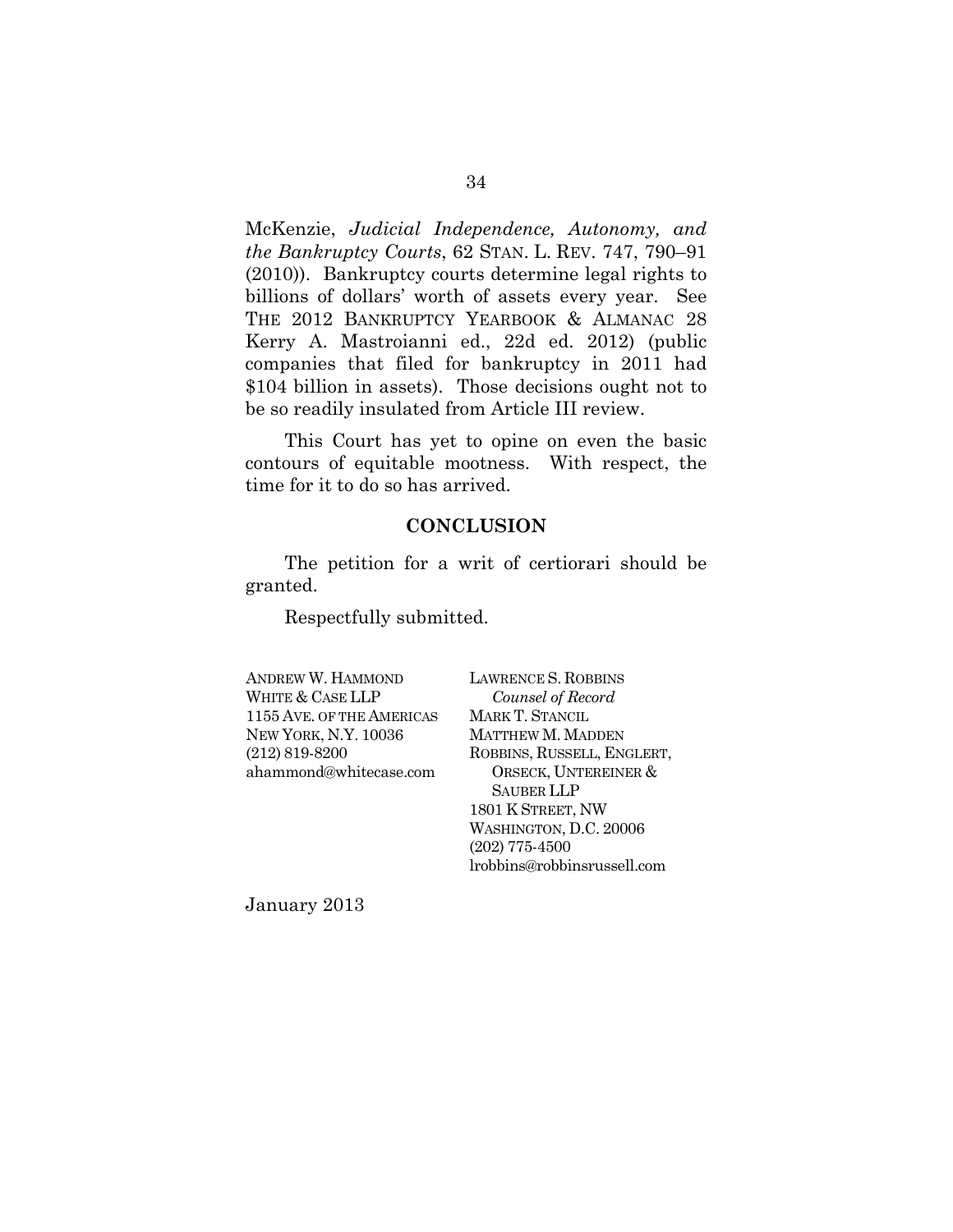McKenzie, *Judicial Independence, Autonomy, and the Bankruptcy Courts*, 62 STAN. L. REV. 747, 790–91 (2010)). Bankruptcy courts determine legal rights to billions of dollars' worth of assets every year. See THE 2012 BANKRUPTCY YEARBOOK & ALMANAC 28 Kerry A. Mastroianni ed., 22d ed. 2012) (public companies that filed for bankruptcy in 2011 had $104 billion in assets). Those decisions ought not to be so readily insulated from Article III review.

This Court has yet to opine on even the basic contours of equitable mootness. With respect, the time for it to do so has arrived.

## CONCLUSION

The petition for a writ of certiorari should be granted.

Respectfully submitted.

ANDREW W. HAMMOND
WHITE & CASE LLP
1155 AVE. OF THE AMERICAS
NEW YORK, N.Y. 10036
(212) 819-8200
ahammond@whitecase.com

LAWRENCE S. ROBBINS
*Counsel of Record*
MARK T. STANCIL
MATTHEW M. MADDEN
ROBBINS, RUSSELL, ENGLERT, ORSECK, UNTEREINER & SAUBER LLP
1801 K STREET, NW
WASHINGTON, D.C. 20006
(202) 775-4500
lrobbins@robbinsrussell.com

January 2013